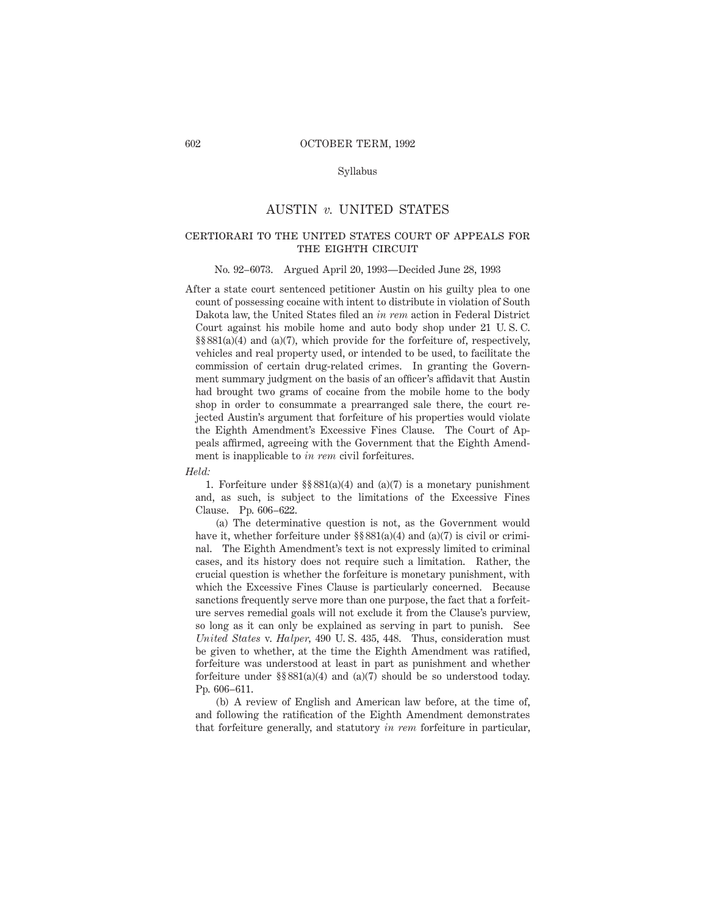Syllabus

# AUSTIN *v.* UNITED STATES

## CERTIORARI TO THE UNITED STATES COURT OF APPEALS FOR THE EIGHTH CIRCUIT

No. 92–6073. Argued April 20, 1993—Decided June 28, 1993

After a state court sentenced petitioner Austin on his guilty plea to one count of possessing cocaine with intent to distribute in violation of South Dakota law, the United States filed an *in rem* action in Federal District Court against his mobile home and auto body shop under 21 U. S. C. §§881(a)(4) and (a)(7), which provide for the forfeiture of, respectively, vehicles and real property used, or intended to be used, to facilitate the commission of certain drug-related crimes. In granting the Government summary judgment on the basis of an officer's affidavit that Austin had brought two grams of cocaine from the mobile home to the body shop in order to consummate a prearranged sale there, the court rejected Austin's argument that forfeiture of his properties would violate the Eighth Amendment's Excessive Fines Clause. The Court of Appeals affirmed, agreeing with the Government that the Eighth Amendment is inapplicable to *in rem* civil forfeitures.

*Held:*

1. Forfeiture under §§881(a)(4) and (a)(7) is a monetary punishment and, as such, is subject to the limitations of the Excessive Fines Clause. Pp. 606–622.

(a) The determinative question is not, as the Government would have it, whether forfeiture under §§881(a)(4) and (a)(7) is civil or criminal. The Eighth Amendment's text is not expressly limited to criminal cases, and its history does not require such a limitation. Rather, the crucial question is whether the forfeiture is monetary punishment, with which the Excessive Fines Clause is particularly concerned. Because sanctions frequently serve more than one purpose, the fact that a forfeiture serves remedial goals will not exclude it from the Clause's purview, so long as it can only be explained as serving in part to punish. See *United States* v. *Halper,* 490 U. S. 435, 448. Thus, consideration must be given to whether, at the time the Eighth Amendment was ratified, forfeiture was understood at least in part as punishment and whether forfeiture under §§881(a)(4) and (a)(7) should be so understood today. Pp. 606–611.

(b) A review of English and American law before, at the time of, and following the ratification of the Eighth Amendment demonstrates that forfeiture generally, and statutory *in rem* forfeiture in particular,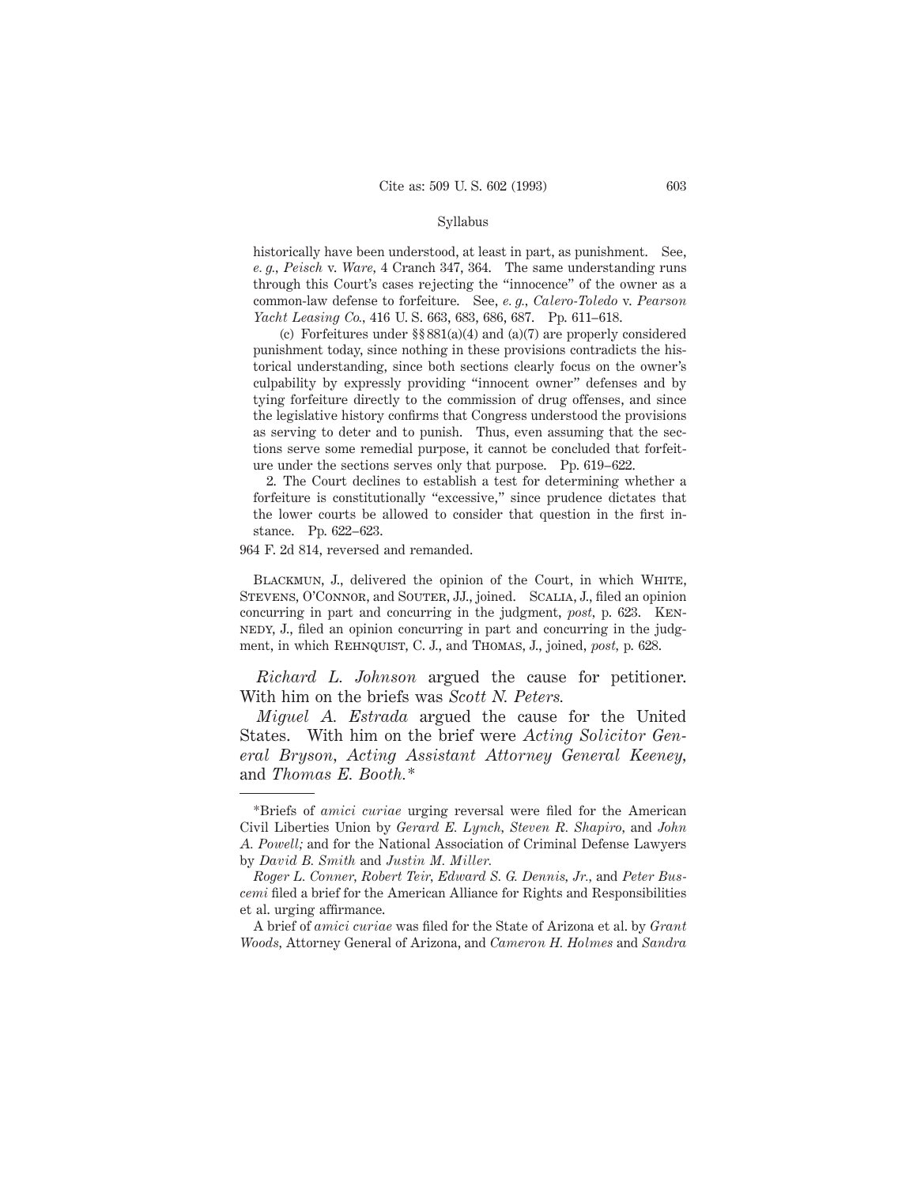historically have been understood, at least in part, as punishment. See, *e. g., Peisch* v. *Ware,* 4 Cranch 347, 364. The same understanding runs through this Court's cases rejecting the "innocence" of the owner as a common-law defense to forfeiture. See, *e. g., Calero-Toledo* v. *Pearson Yacht Leasing Co.,* 416 U. S. 663, 683, 686, 687. Pp. 611–618.

(c) Forfeitures under §§ 881(a)(4) and (a)(7) are properly considered punishment today, since nothing in these provisions contradicts the historical understanding, since both sections clearly focus on the owner's culpability by expressly providing "innocent owner" defenses and by tying forfeiture directly to the commission of drug offenses, and since the legislative history confirms that Congress understood the provisions as serving to deter and to punish. Thus, even assuming that the sections serve some remedial purpose, it cannot be concluded that forfeiture under the sections serves only that purpose. Pp. 619–622.

2. The Court declines to establish a test for determining whether a forfeiture is constitutionally "excessive," since prudence dictates that the lower courts be allowed to consider that question in the first instance. Pp. 622–623.

964 F. 2d 814, reversed and remanded.

Blackmun, J., delivered the opinion of the Court, in which White, Stevens, O'Connor, and Souter, JJ., joined. Scalia, J., filed an opinion concurring in part and concurring in the judgment, *post,* p. 623. Kennedy, J., filed an opinion concurring in part and concurring in the judgment, in which Rehnquist, C. J., and Thomas, J., joined, *post,* p. 628.

*Richard L. Johnson* argued the cause for petitioner. With him on the briefs was *Scott N. Peters.*

*Miguel A. Estrada* argued the cause for the United States. With him on the brief were *Acting Solicitor General Bryson, Acting Assistant Attorney General Keeney,* and *Thomas E. Booth.**

---

*Briefs of *amici curiae* urging reversal were filed for the American Civil Liberties Union by *Gerard E. Lynch, Steven R. Shapiro,* and *John A. Powell;* and for the National Association of Criminal Defense Lawyers by *David B. Smith* and *Justin M. Miller.*

*Roger L. Conner, Robert Teir, Edward S. G. Dennis, Jr.,* and *Peter Buscemi* filed a brief for the American Alliance for Rights and Responsibilities et al. urging affirmance.

A brief of *amici curiae* was filed for the State of Arizona et al. by *Grant Woods,* Attorney General of Arizona, and *Cameron H. Holmes* and *Sandra*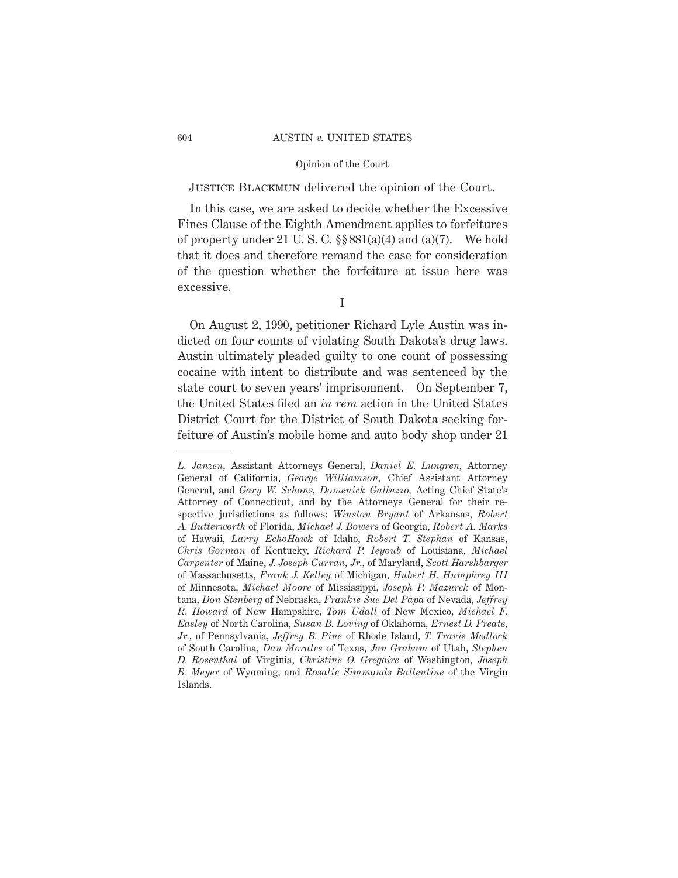Justice Blackmun delivered the opinion of the Court.

In this case, we are asked to decide whether the Excessive Fines Clause of the Eighth Amendment applies to forfeitures of property under 21 U. S. C. §§ 881(a)(4) and (a)(7). We hold that it does and therefore remand the case for consideration of the question whether the forfeiture at issue here was excessive.

## I

On August 2, 1990, petitioner Richard Lyle Austin was indicted on four counts of violating South Dakota's drug laws. Austin ultimately pleaded guilty to one count of possessing cocaine with intent to distribute and was sentenced by the state court to seven years' imprisonment. On September 7, the United States filed an *in rem* action in the United States District Court for the District of South Dakota seeking forfeiture of Austin's mobile home and auto body shop under 21

---

*L. Janzen*, Assistant Attorneys General, *Daniel E. Lungren*, Attorney General of California, *George Williamson*, Chief Assistant Attorney General, and *Gary W. Schons*, *Domenick Galluzzo*, Acting Chief State's Attorney of Connecticut, and by the Attorneys General for their respective jurisdictions as follows: *Winston Bryant* of Arkansas, *Robert A. Butterworth* of Florida, *Michael J. Bowers* of Georgia, *Robert A. Marks* of Hawaii, *Larry EchoHawk* of Idaho, *Robert T. Stephan* of Kansas, *Chris Gorman* of Kentucky, *Richard P. Ieyoub* of Louisiana, *Michael Carpenter* of Maine, *J. Joseph Curran, Jr.*, of Maryland, *Scott Harshbarger* of Massachusetts, *Frank J. Kelley* of Michigan, *Hubert H. Humphrey III* of Minnesota, *Michael Moore* of Mississippi, *Joseph P. Mazurek* of Montana, *Don Stenberg* of Nebraska, *Frankie Sue Del Papa* of Nevada, *Jeffrey R. Howard* of New Hampshire, *Tom Udall* of New Mexico, *Michael F. Easley* of North Carolina, *Susan B. Loving* of Oklahoma, *Ernest D. Preate, Jr.*, of Pennsylvania, *Jeffrey B. Pine* of Rhode Island, *T. Travis Medlock* of South Carolina, *Dan Morales* of Texas, *Jan Graham* of Utah, *Stephen D. Rosenthal* of Virginia, *Christine O. Gregoire* of Washington, *Joseph B. Meyer* of Wyoming, and *Rosalie Simmonds Ballentine* of the Virgin Islands.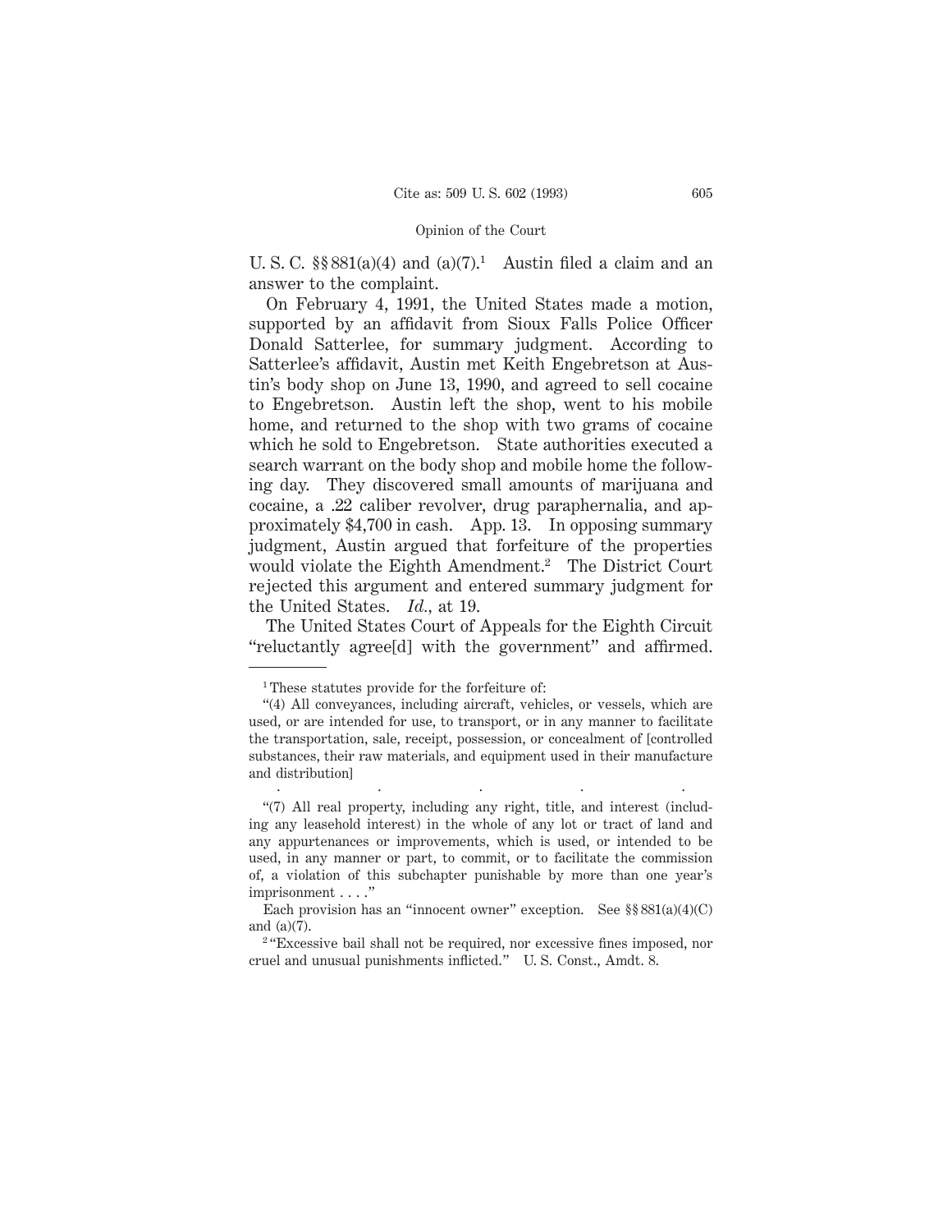U. S. C. §§ 881(a)(4) and (a)(7).[1] Austin filed a claim and an answer to the complaint.

On February 4, 1991, the United States made a motion, supported by an affidavit from Sioux Falls Police Officer Donald Satterlee, for summary judgment. According to Satterlee's affidavit, Austin met Keith Engebretson at Austin's body shop on June 13, 1990, and agreed to sell cocaine to Engebretson. Austin left the shop, went to his mobile home, and returned to the shop with two grams of cocaine which he sold to Engebretson. State authorities executed a search warrant on the body shop and mobile home the following day. They discovered small amounts of marijuana and cocaine, a .22 caliber revolver, drug paraphernalia, and approximately $4,700 in cash. App. 13. In opposing summary judgment, Austin argued that forfeiture of the properties would violate the Eighth Amendment.[2] The District Court rejected this argument and entered summary judgment for the United States. *Id.*, at 19.

The United States Court of Appeals for the Eighth Circuit "reluctantly agree[d] with the government" and affirmed.

---

[1] These statutes provide for the forfeiture of:

"(4) All conveyances, including aircraft, vehicles, or vessels, which are used, or are intended for use, to transport, or in any manner to facilitate the transportation, sale, receipt, possession, or concealment of [controlled substances, their raw materials, and equipment used in their manufacture and distribution]

. . . . .

"(7) All real property, including any right, title, and interest (including any leasehold interest) in the whole of any lot or tract of land and any appurtenances or improvements, which is used, or intended to be used, in any manner or part, to commit, or to facilitate the commission of, a violation of this subchapter punishable by more than one year's imprisonment . . . ."

Each provision has an "innocent owner" exception. See §§ 881(a)(4)(C) and (a)(7).

[2] "Excessive bail shall not be required, nor excessive fines imposed, nor cruel and unusual punishments inflicted." U. S. Const., Amdt. 8.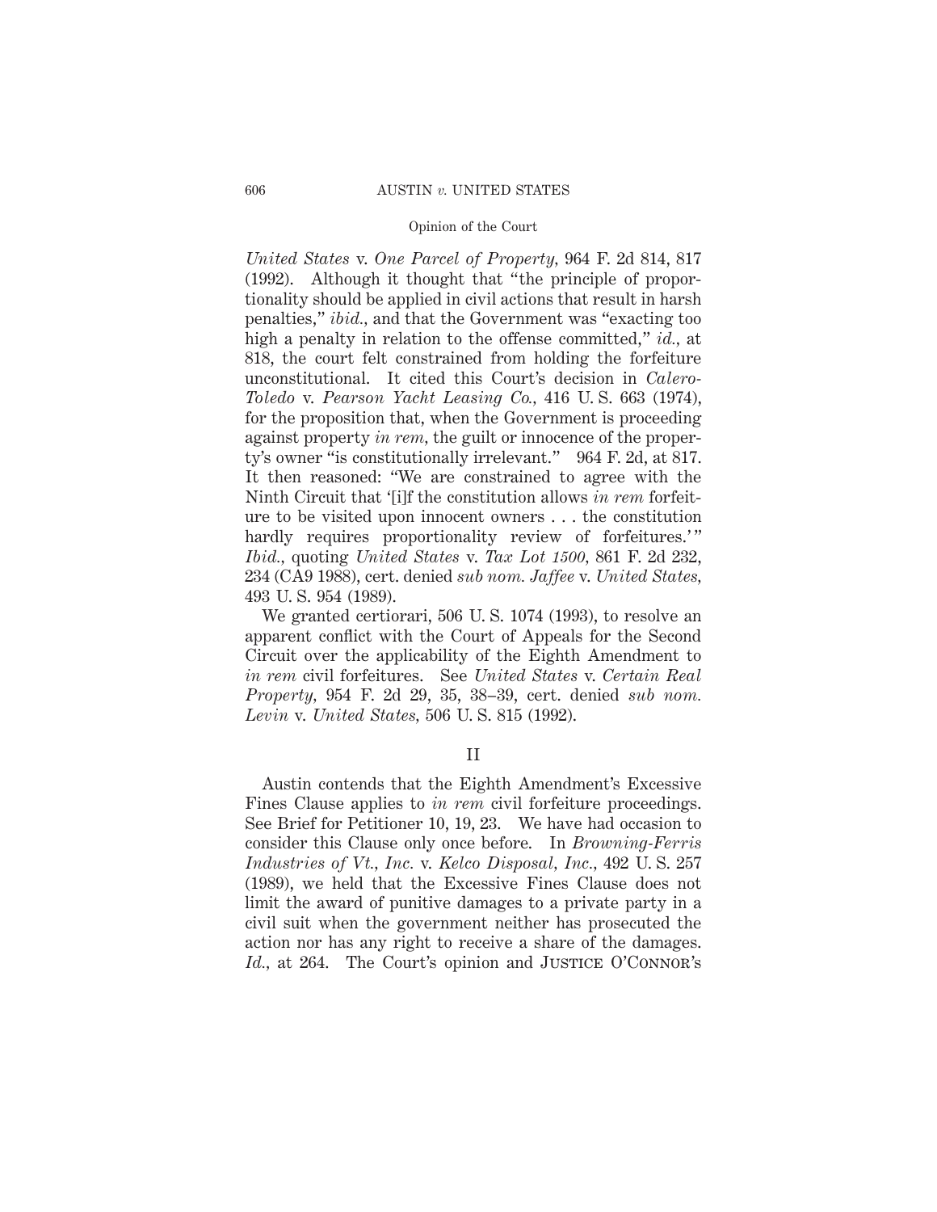*United States* v. *One Parcel of Property*, 964 F. 2d 814, 817 (1992). Although it thought that "the principle of proportionality should be applied in civil actions that result in harsh penalties," *ibid.*, and that the Government was "exacting too high a penalty in relation to the offense committed," *id.*, at 818, the court felt constrained from holding the forfeiture unconstitutional. It cited this Court's decision in *Calero-Toledo* v. *Pearson Yacht Leasing Co.*, 416 U. S. 663 (1974), for the proposition that, when the Government is proceeding against property *in rem*, the guilt or innocence of the property's owner "is constitutionally irrelevant." 964 F. 2d, at 817. It then reasoned: "We are constrained to agree with the Ninth Circuit that '[i]f the constitution allows *in rem* forfeiture to be visited upon innocent owners . . . the constitution hardly requires proportionality review of forfeitures.'" *Ibid.*, quoting *United States* v. *Tax Lot 1500*, 861 F. 2d 232, 234 (CA9 1988), cert. denied *sub nom. Jaffee* v. *United States*, 493 U. S. 954 (1989).

We granted certiorari, 506 U. S. 1074 (1993), to resolve an apparent conflict with the Court of Appeals for the Second Circuit over the applicability of the Eighth Amendment to *in rem* civil forfeitures. See *United States* v. *Certain Real Property*, 954 F. 2d 29, 35, 38–39, cert. denied *sub nom. Levin* v. *United States*, 506 U. S. 815 (1992).

## II

Austin contends that the Eighth Amendment's Excessive Fines Clause applies to *in rem* civil forfeiture proceedings. See Brief for Petitioner 10, 19, 23. We have had occasion to consider this Clause only once before. In *Browning-Ferris Industries of Vt., Inc.* v. *Kelco Disposal, Inc.*, 492 U. S. 257 (1989), we held that the Excessive Fines Clause does not limit the award of punitive damages to a private party in a civil suit when the government neither has prosecuted the action nor has any right to receive a share of the damages. *Id.*, at 264. The Court's opinion and Justice O'Connor's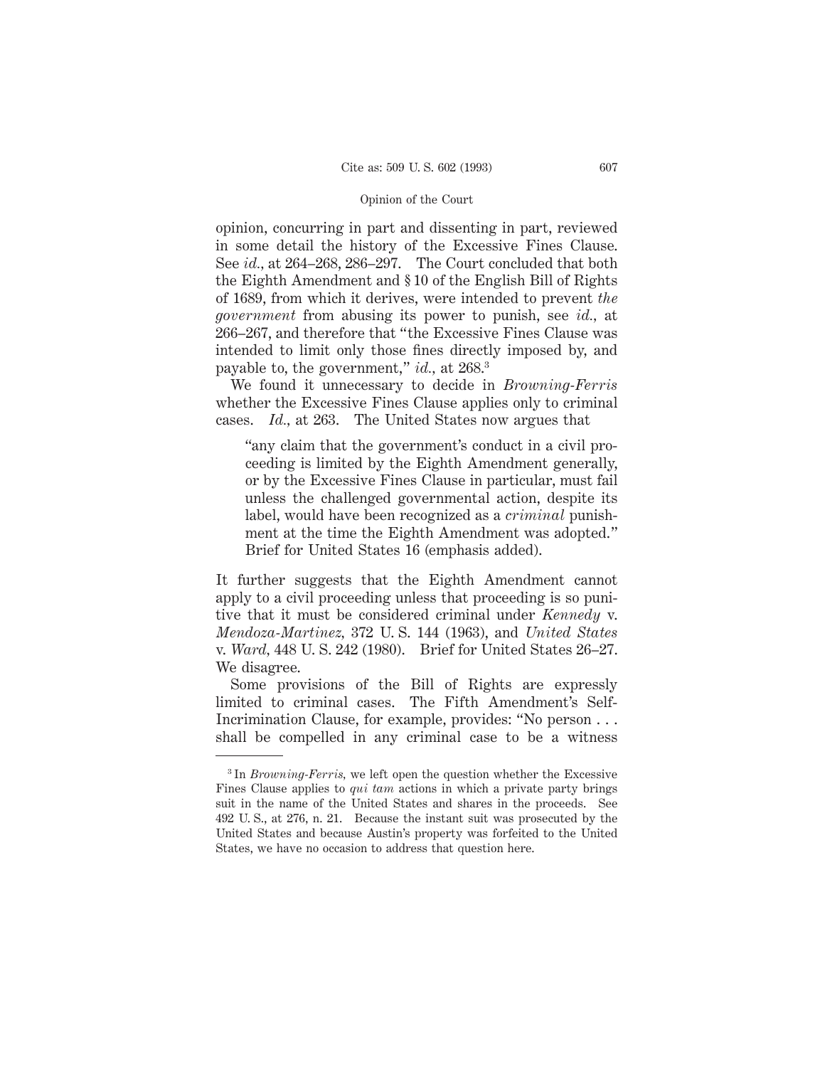opinion, concurring in part and dissenting in part, reviewed in some detail the history of the Excessive Fines Clause. See *id.*, at 264–268, 286–297. The Court concluded that both the Eighth Amendment and § 10 of the English Bill of Rights of 1689, from which it derives, were intended to prevent *the government* from abusing its power to punish, see *id.*, at 266–267, and therefore that "the Excessive Fines Clause was intended to limit only those fines directly imposed by, and payable to, the government," *id.*, at 268.[3]

We found it unnecessary to decide in *Browning-Ferris* whether the Excessive Fines Clause applies only to criminal cases. *Id.*, at 263. The United States now argues that

> "any claim that the government's conduct in a civil proceeding is limited by the Eighth Amendment generally, or by the Excessive Fines Clause in particular, must fail unless the challenged governmental action, despite its label, would have been recognized as a *criminal* punishment at the time the Eighth Amendment was adopted." Brief for United States 16 (emphasis added).

It further suggests that the Eighth Amendment cannot apply to a civil proceeding unless that proceeding is so punitive that it must be considered criminal under *Kennedy* v. *Mendoza-Martinez*, 372 U. S. 144 (1963), and *United States* v. *Ward*, 448 U. S. 242 (1980). Brief for United States 26–27. We disagree.

Some provisions of the Bill of Rights are expressly limited to criminal cases. The Fifth Amendment's Self-Incrimination Clause, for example, provides: "No person . . . shall be compelled in any criminal case to be a witness

---

[3] In *Browning-Ferris*, we left open the question whether the Excessive Fines Clause applies to *qui tam* actions in which a private party brings suit in the name of the United States and shares in the proceeds. See 492 U. S., at 276, n. 21. Because the instant suit was prosecuted by the United States and because Austin's property was forfeited to the United States, we have no occasion to address that question here.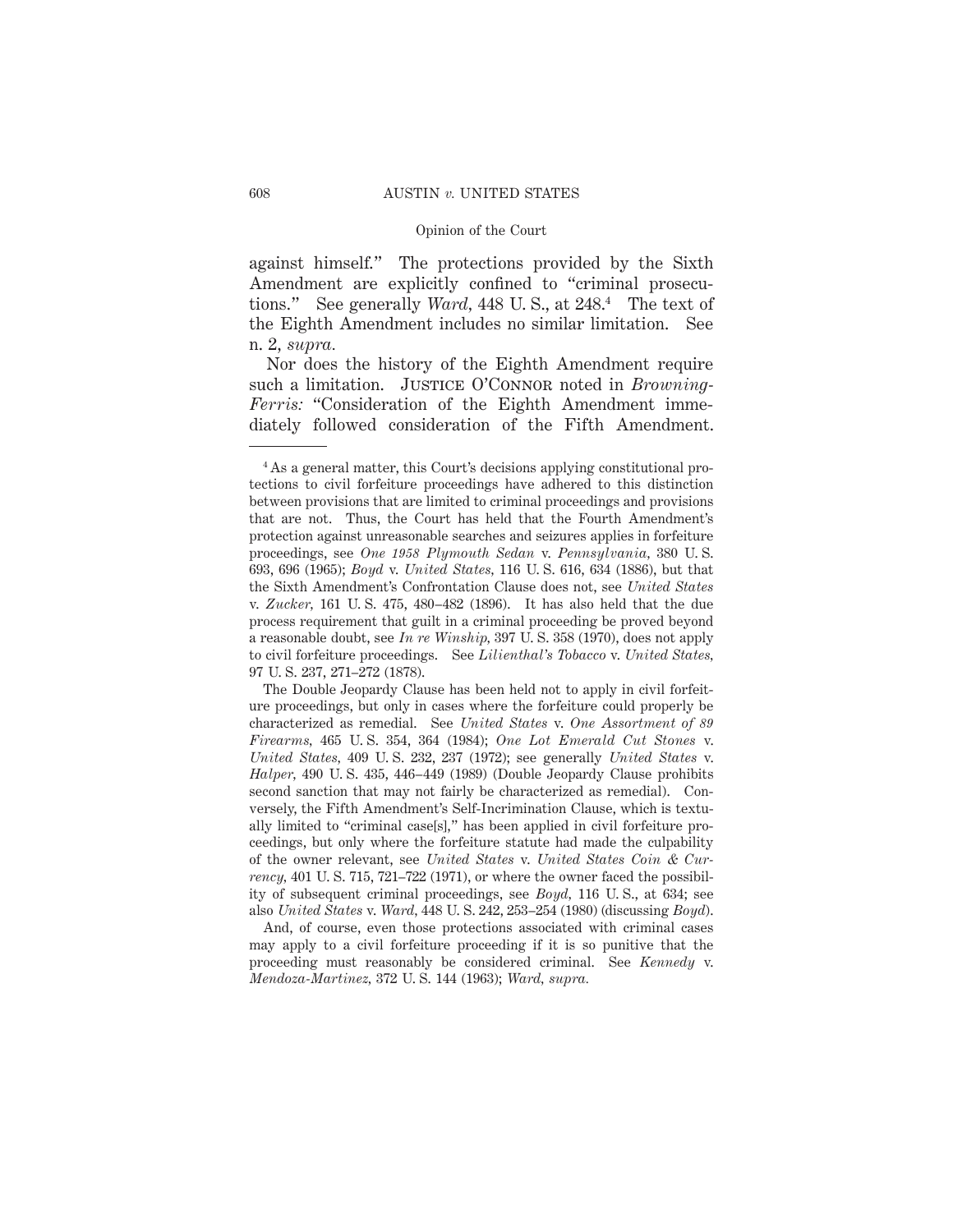against himself." The protections provided by the Sixth Amendment are explicitly confined to "criminal prosecutions." See generally *Ward*, 448 U. S., at 248.[4] The text of the Eighth Amendment includes no similar limitation. See n. 2, *supra*.

Nor does the history of the Eighth Amendment require such a limitation. JUSTICE O'CONNOR noted in *Browning-Ferris:* "Consideration of the Eighth Amendment immediately followed consideration of the Fifth Amendment.

---

[4] As a general matter, this Court's decisions applying constitutional protections to civil forfeiture proceedings have adhered to this distinction between provisions that are limited to criminal proceedings and provisions that are not. Thus, the Court has held that the Fourth Amendment's protection against unreasonable searches and seizures applies in forfeiture proceedings, see *One 1958 Plymouth Sedan* v. *Pennsylvania*, 380 U. S. 693, 696 (1965); *Boyd* v. *United States*, 116 U. S. 616, 634 (1886), but that the Sixth Amendment's Confrontation Clause does not, see *United States* v. *Zucker*, 161 U. S. 475, 480–482 (1896). It has also held that the due process requirement that guilt in a criminal proceeding be proved beyond a reasonable doubt, see *In re Winship*, 397 U. S. 358 (1970), does not apply to civil forfeiture proceedings. See *Lilienthal's Tobacco* v. *United States*, 97 U. S. 237, 271–272 (1878).

The Double Jeopardy Clause has been held not to apply in civil forfeiture proceedings, but only in cases where the forfeiture could properly be characterized as remedial. See *United States* v. *One Assortment of 89 Firearms*, 465 U. S. 354, 364 (1984); *One Lot Emerald Cut Stones* v. *United States*, 409 U. S. 232, 237 (1972); see generally *United States* v. *Halper*, 490 U. S. 435, 446–449 (1989) (Double Jeopardy Clause prohibits second sanction that may not fairly be characterized as remedial). Conversely, the Fifth Amendment's Self-Incrimination Clause, which is textually limited to "criminal case[s]," has been applied in civil forfeiture proceedings, but only where the forfeiture statute had made the culpability of the owner relevant, see *United States* v. *United States Coin & Currency*, 401 U. S. 715, 721–722 (1971), or where the owner faced the possibility of subsequent criminal proceedings, see *Boyd*, 116 U. S., at 634; see also *United States* v. *Ward*, 448 U. S. 242, 253–254 (1980) (discussing *Boyd*).

And, of course, even those protections associated with criminal cases may apply to a civil forfeiture proceeding if it is so punitive that the proceeding must reasonably be considered criminal. See *Kennedy* v. *Mendoza-Martinez*, 372 U. S. 144 (1963); *Ward*, *supra*.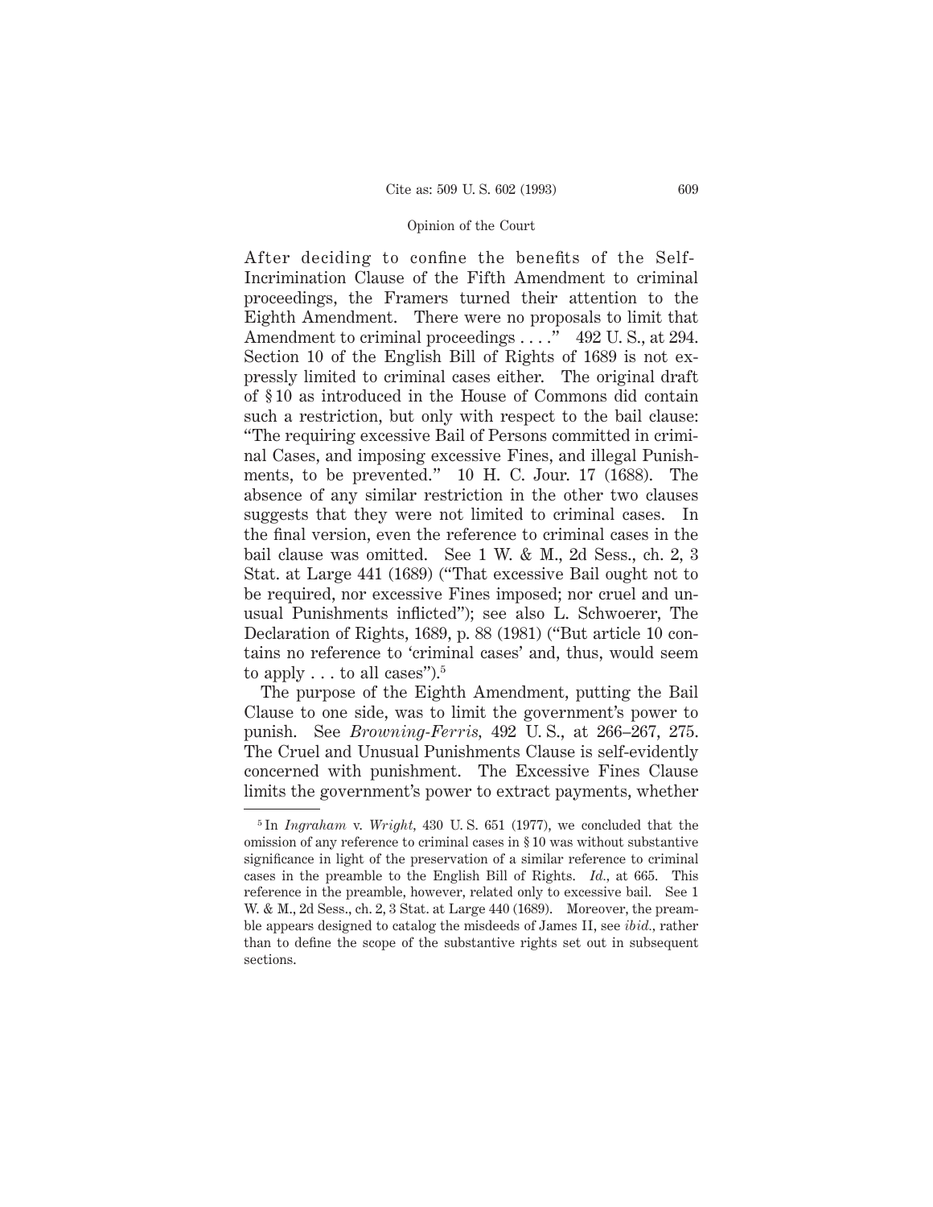After deciding to confine the benefits of the Self-Incrimination Clause of the Fifth Amendment to criminal proceedings, the Framers turned their attention to the Eighth Amendment. There were no proposals to limit that Amendment to criminal proceedings . . . ." 492 U. S., at 294. Section 10 of the English Bill of Rights of 1689 is not expressly limited to criminal cases either. The original draft of § 10 as introduced in the House of Commons did contain such a restriction, but only with respect to the bail clause: "The requiring excessive Bail of Persons committed in criminal Cases, and imposing excessive Fines, and illegal Punishments, to be prevented." 10 H. C. Jour. 17 (1688). The absence of any similar restriction in the other two clauses suggests that they were not limited to criminal cases. In the final version, even the reference to criminal cases in the bail clause was omitted. See 1 W. & M., 2d Sess., ch. 2, 3 Stat. at Large 441 (1689) ("That excessive Bail ought not to be required, nor excessive Fines imposed; nor cruel and unusual Punishments inflicted"); see also L. Schwoerer, The Declaration of Rights, 1689, p. 88 (1981) ("But article 10 contains no reference to 'criminal cases' and, thus, would seem to apply . . . to all cases").[5]

The purpose of the Eighth Amendment, putting the Bail Clause to one side, was to limit the government's power to punish. See *Browning-Ferris*, 492 U. S., at 266–267, 275. The Cruel and Unusual Punishments Clause is self-evidently concerned with punishment. The Excessive Fines Clause limits the government's power to extract payments, whether

---

[5] In *Ingraham* v. *Wright*, 430 U. S. 651 (1977), we concluded that the omission of any reference to criminal cases in § 10 was without substantive significance in light of the preservation of a similar reference to criminal cases in the preamble to the English Bill of Rights. *Id.*, at 665. This reference in the preamble, however, related only to excessive bail. See 1 W. & M., 2d Sess., ch. 2, 3 Stat. at Large 440 (1689). Moreover, the preamble appears designed to catalog the misdeeds of James II, see *ibid.*, rather than to define the scope of the substantive rights set out in subsequent sections.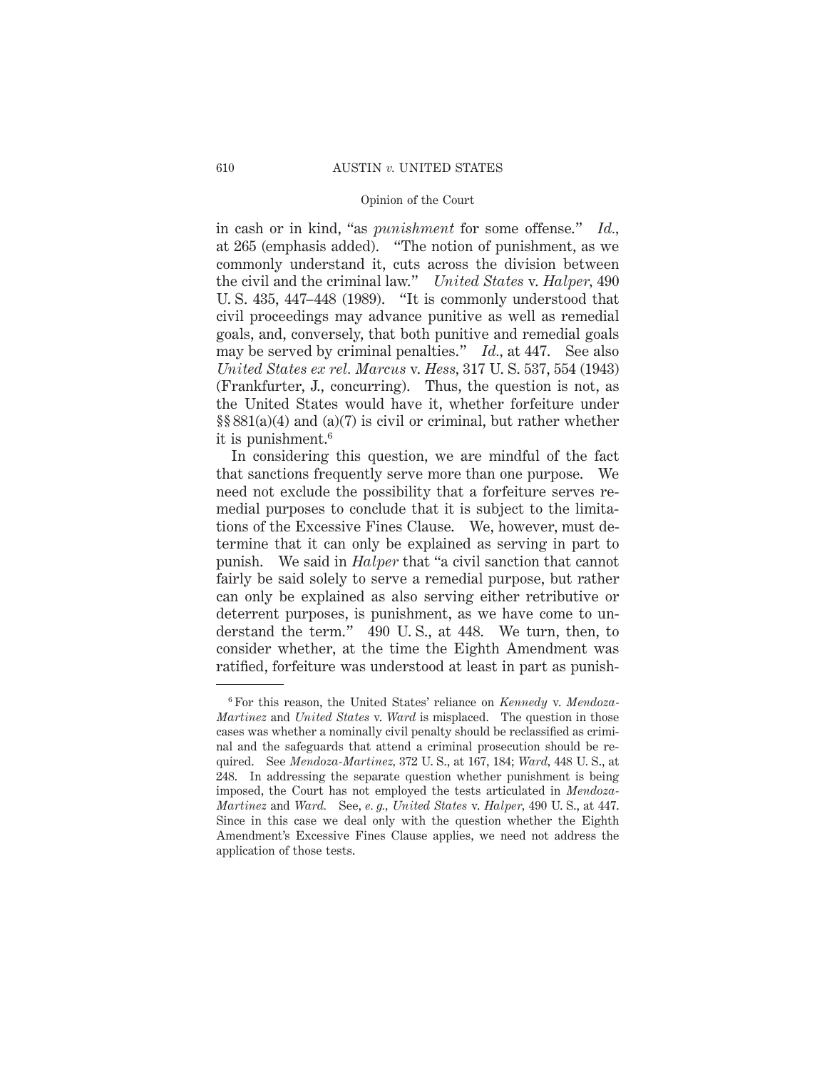in cash or in kind, "as *punishment* for some offense." *Id.*, at 265 (emphasis added). "The notion of punishment, as we commonly understand it, cuts across the division between the civil and the criminal law." *United States* v. *Halper*, 490 U. S. 435, 447–448 (1989). "It is commonly understood that civil proceedings may advance punitive as well as remedial goals, and, conversely, that both punitive and remedial goals may be served by criminal penalties." *Id.*, at 447. See also *United States ex rel. Marcus* v. *Hess*, 317 U. S. 537, 554 (1943) (Frankfurter, J., concurring). Thus, the question is not, as the United States would have it, whether forfeiture under §§ 881(a)(4) and (a)(7) is civil or criminal, but rather whether it is punishment.[6]

In considering this question, we are mindful of the fact that sanctions frequently serve more than one purpose. We need not exclude the possibility that a forfeiture serves remedial purposes to conclude that it is subject to the limitations of the Excessive Fines Clause. We, however, must determine that it can only be explained as serving in part to punish. We said in *Halper* that "a civil sanction that cannot fairly be said solely to serve a remedial purpose, but rather can only be explained as also serving either retributive or deterrent purposes, is punishment, as we have come to understand the term." 490 U. S., at 448. We turn, then, to consider whether, at the time the Eighth Amendment was ratified, forfeiture was understood at least in part as punish-

---

[6] For this reason, the United States' reliance on *Kennedy* v. *Mendoza-Martinez* and *United States* v. *Ward* is misplaced. The question in those cases was whether a nominally civil penalty should be reclassified as criminal and the safeguards that attend a criminal prosecution should be required. See *Mendoza-Martinez*, 372 U. S., at 167, 184; *Ward*, 448 U. S., at 248. In addressing the separate question whether punishment is being imposed, the Court has not employed the tests articulated in *Mendoza-Martinez* and *Ward*. See, *e. g.*, *United States* v. *Halper*, 490 U. S., at 447. Since in this case we deal only with the question whether the Eighth Amendment's Excessive Fines Clause applies, we need not address the application of those tests.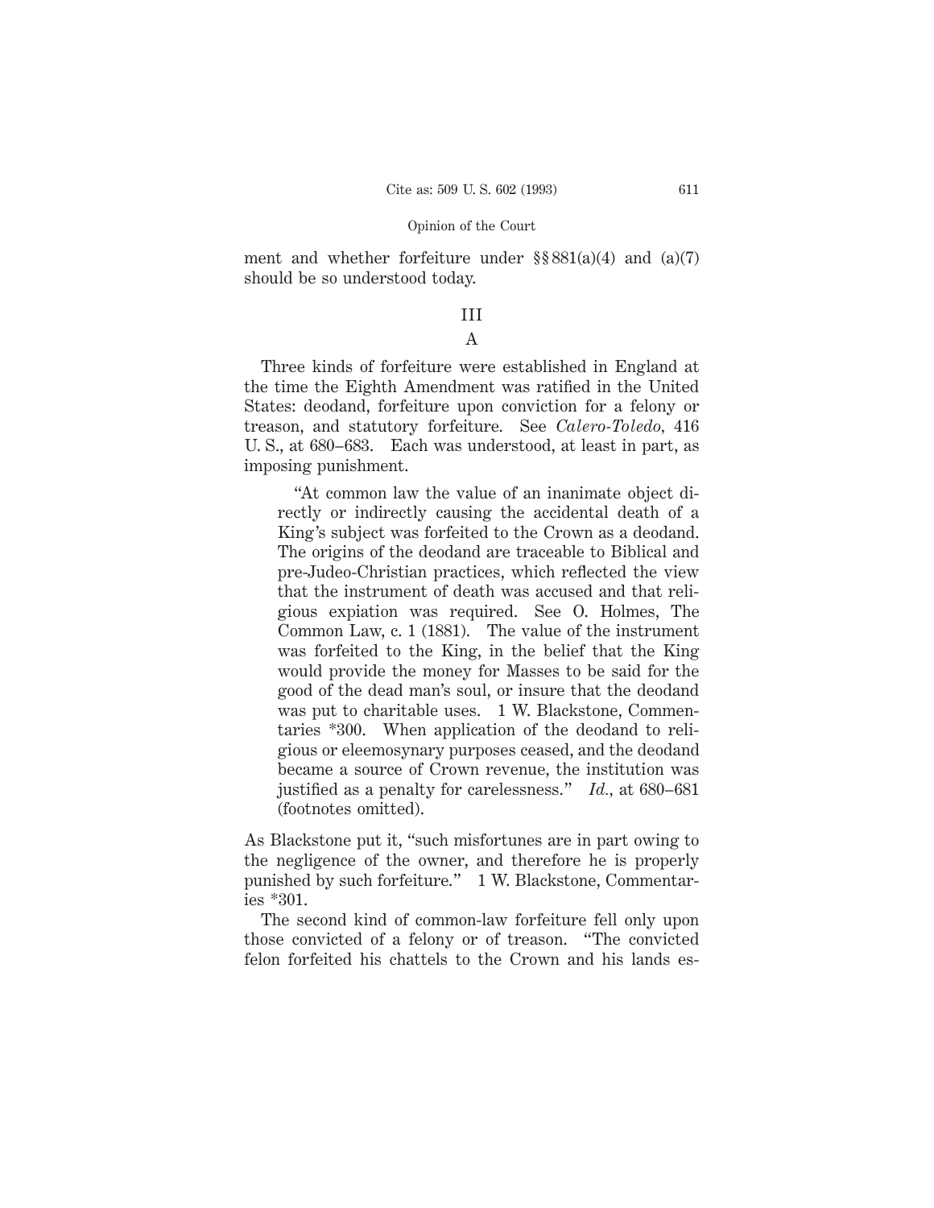ment and whether forfeiture under §§ 881(a)(4) and (a)(7) should be so understood today.

### III

### A

Three kinds of forfeiture were established in England at the time the Eighth Amendment was ratified in the United States: deodand, forfeiture upon conviction for a felony or treason, and statutory forfeiture. See *Calero-Toledo*, 416 U. S., at 680–683. Each was understood, at least in part, as imposing punishment.

> "At common law the value of an inanimate object directly or indirectly causing the accidental death of a King's subject was forfeited to the Crown as a deodand. The origins of the deodand are traceable to Biblical and pre-Judeo-Christian practices, which reflected the view that the instrument of death was accused and that religious expiation was required. See O. Holmes, The Common Law, c. 1 (1881). The value of the instrument was forfeited to the King, in the belief that the King would provide the money for Masses to be said for the good of the dead man's soul, or insure that the deodand was put to charitable uses. 1 W. Blackstone, Commentaries *300. When application of the deodand to religious or eleemosynary purposes ceased, and the deodand became a source of Crown revenue, the institution was justified as a penalty for carelessness." *Id.*, at 680–681 (footnotes omitted).

As Blackstone put it, "such misfortunes are in part owing to the negligence of the owner, and therefore he is properly punished by such forfeiture." 1 W. Blackstone, Commentaries *301.

The second kind of common-law forfeiture fell only upon those convicted of a felony or of treason. "The convicted felon forfeited his chattels to the Crown and his lands es-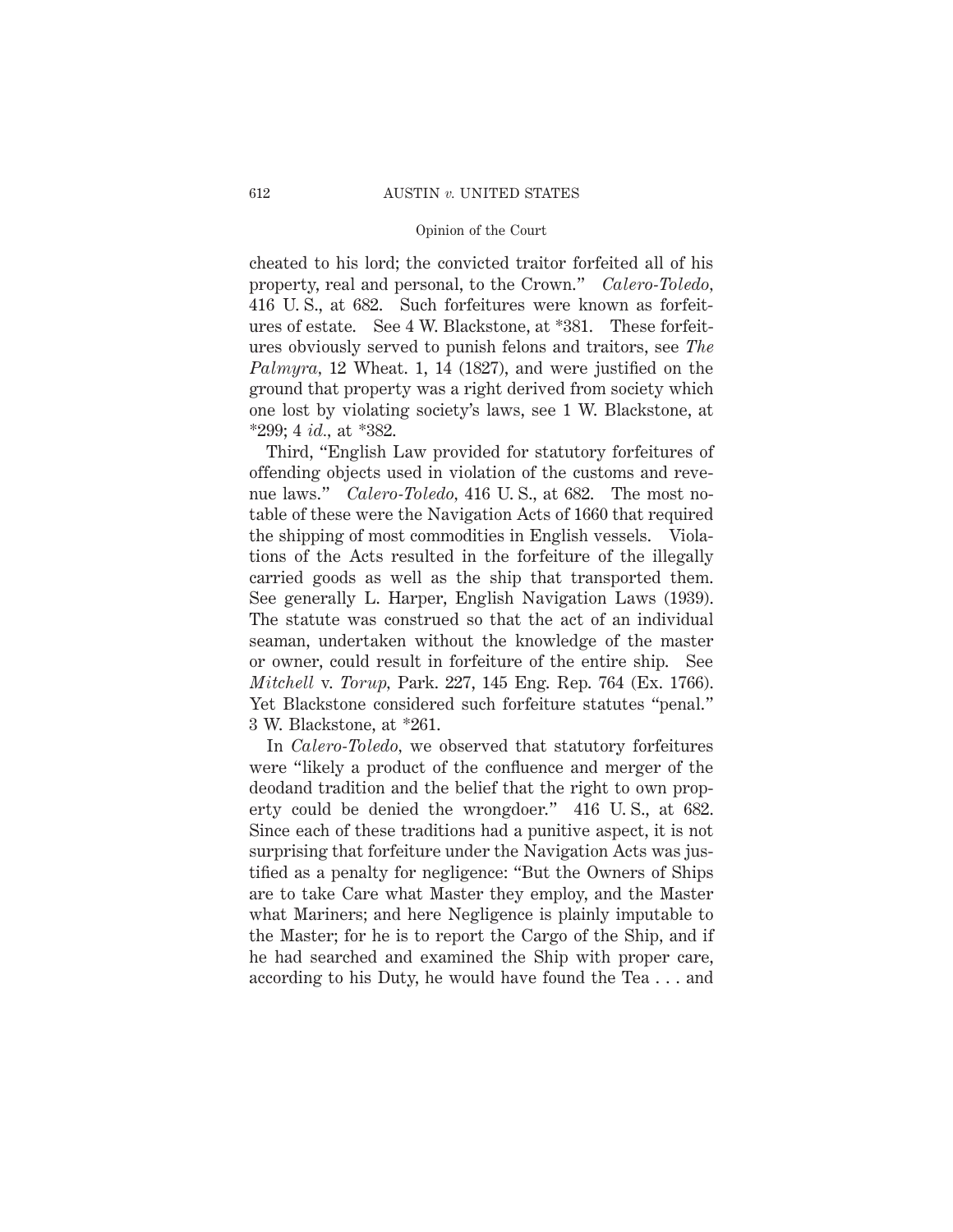cheated to his lord; the convicted traitor forfeited all of his property, real and personal, to the Crown." *Calero-Toledo*, 416 U. S., at 682. Such forfeitures were known as forfeitures of estate. See 4 W. Blackstone, at *381. These forfeitures obviously served to punish felons and traitors, see *The Palmyra*, 12 Wheat. 1, 14 (1827), and were justified on the ground that property was a right derived from society which one lost by violating society's laws, see 1 W. Blackstone, at *299; 4 *id.*, at *382.

Third, "English Law provided for statutory forfeitures of offending objects used in violation of the customs and revenue laws." *Calero-Toledo*, 416 U. S., at 682. The most notable of these were the Navigation Acts of 1660 that required the shipping of most commodities in English vessels. Violations of the Acts resulted in the forfeiture of the illegally carried goods as well as the ship that transported them. See generally L. Harper, English Navigation Laws (1939). The statute was construed so that the act of an individual seaman, undertaken without the knowledge of the master or owner, could result in forfeiture of the entire ship. See *Mitchell* v. *Torup*, Park. 227, 145 Eng. Rep. 764 (Ex. 1766). Yet Blackstone considered such forfeiture statutes "penal." 3 W. Blackstone, at *261.

In *Calero-Toledo*, we observed that statutory forfeitures were "likely a product of the confluence and merger of the deodand tradition and the belief that the right to own property could be denied the wrongdoer." 416 U. S., at 682. Since each of these traditions had a punitive aspect, it is not surprising that forfeiture under the Navigation Acts was justified as a penalty for negligence: "But the Owners of Ships are to take Care what Master they employ, and the Master what Mariners; and here Negligence is plainly imputable to the Master; for he is to report the Cargo of the Ship, and if he had searched and examined the Ship with proper care, according to his Duty, he would have found the Tea . . . and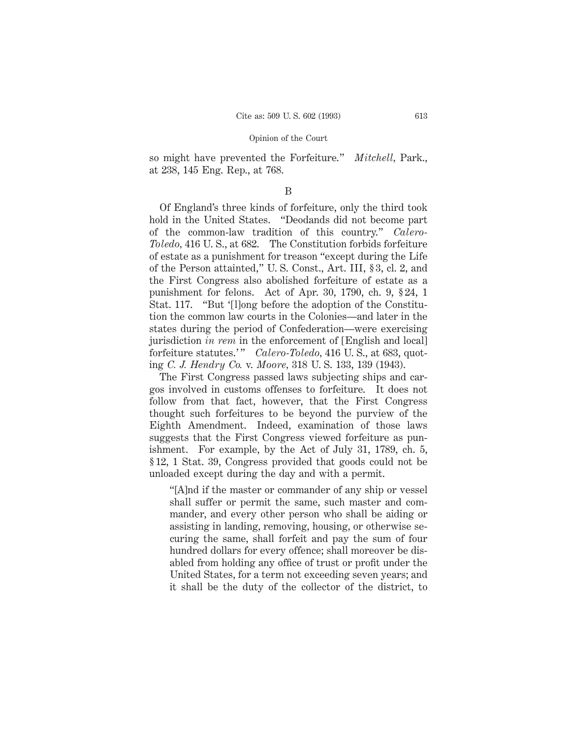so might have prevented the Forfeiture." *Mitchell*, Park., at 238, 145 Eng. Rep., at 768.

B

Of England's three kinds of forfeiture, only the third took hold in the United States. "Deodands did not become part of the common-law tradition of this country." *Calero-Toledo*, 416 U. S., at 682. The Constitution forbids forfeiture of estate as a punishment for treason "except during the Life of the Person attainted," U. S. Const., Art. III, § 3, cl. 2, and the First Congress also abolished forfeiture of estate as a punishment for felons. Act of Apr. 30, 1790, ch. 9, § 24, 1 Stat. 117. "But '[l]ong before the adoption of the Constitution the common law courts in the Colonies—and later in the states during the period of Confederation—were exercising jurisdiction *in rem* in the enforcement of [English and local] forfeiture statutes.'" *Calero-Toledo*, 416 U. S., at 683, quoting *C. J. Hendry Co.* v. *Moore*, 318 U. S. 133, 139 (1943).

The First Congress passed laws subjecting ships and cargos involved in customs offenses to forfeiture. It does not follow from that fact, however, that the First Congress thought such forfeitures to be beyond the purview of the Eighth Amendment. Indeed, examination of those laws suggests that the First Congress viewed forfeiture as punishment. For example, by the Act of July 31, 1789, ch. 5, § 12, 1 Stat. 39, Congress provided that goods could not be unloaded except during the day and with a permit.

> "[A]nd if the master or commander of any ship or vessel shall suffer or permit the same, such master and commander, and every other person who shall be aiding or assisting in landing, removing, housing, or otherwise securing the same, shall forfeit and pay the sum of four hundred dollars for every offence; shall moreover be disabled from holding any office of trust or profit under the United States, for a term not exceeding seven years; and it shall be the duty of the collector of the district, to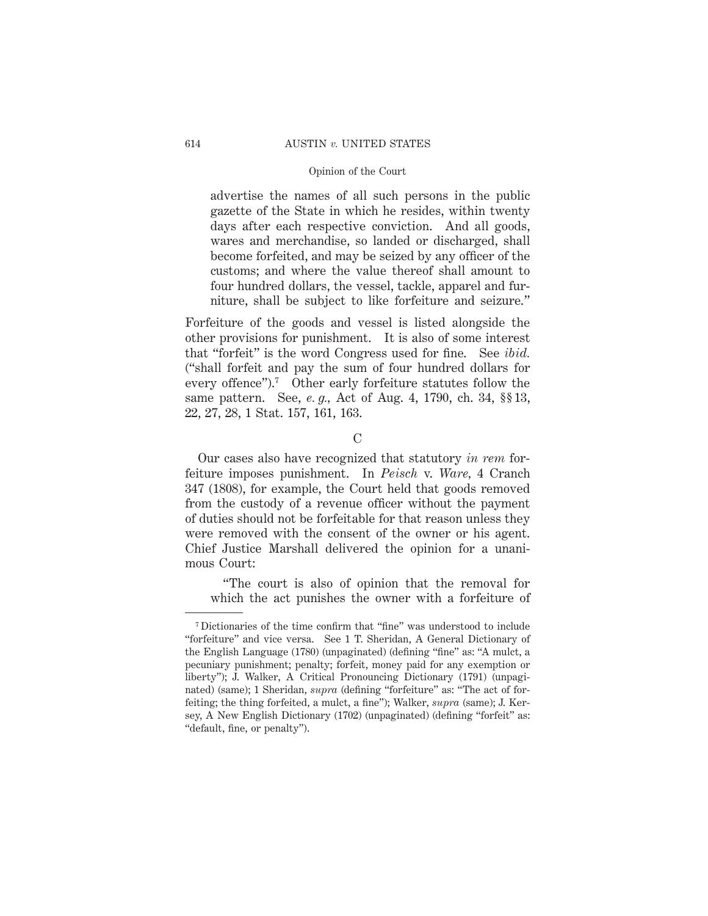> advertise the names of all such persons in the public gazette of the State in which he resides, within twenty days after each respective conviction. And all goods, wares and merchandise, so landed or discharged, shall become forfeited, and may be seized by any officer of the customs; and where the value thereof shall amount to four hundred dollars, the vessel, tackle, apparel and furniture, shall be subject to like forfeiture and seizure."

Forfeiture of the goods and vessel is listed alongside the other provisions for punishment. It is also of some interest that "forfeit" is the word Congress used for fine. See *ibid.* ("shall forfeit and pay the sum of four hundred dollars for every offence").[7] Other early forfeiture statutes follow the same pattern. See, *e. g.,* Act of Aug. 4, 1790, ch. 34, §§ 13, 22, 27, 28, 1 Stat. 157, 161, 163.

### C

Our cases also have recognized that statutory *in rem* forfeiture imposes punishment. In *Peisch* v. *Ware,* 4 Cranch 347 (1808), for example, the Court held that goods removed from the custody of a revenue officer without the payment of duties should not be forfeitable for that reason unless they were removed with the consent of the owner or his agent. Chief Justice Marshall delivered the opinion for a unanimous Court:

> "The court is also of opinion that the removal for which the act punishes the owner with a forfeiture of

[7] Dictionaries of the time confirm that "fine" was understood to include "forfeiture" and vice versa. See 1 T. Sheridan, A General Dictionary of the English Language (1780) (unpaginated) (defining "fine" as: "A mulct, a pecuniary punishment; penalty; forfeit, money paid for any exemption or liberty"); J. Walker, A Critical Pronouncing Dictionary (1791) (unpaginated) (same); 1 Sheridan, *supra* (defining "forfeiture" as: "The act of forfeiting; the thing forfeited, a mulct, a fine"); Walker, *supra* (same); J. Kersey, A New English Dictionary (1702) (unpaginated) (defining "forfeit" as: "default, fine, or penalty").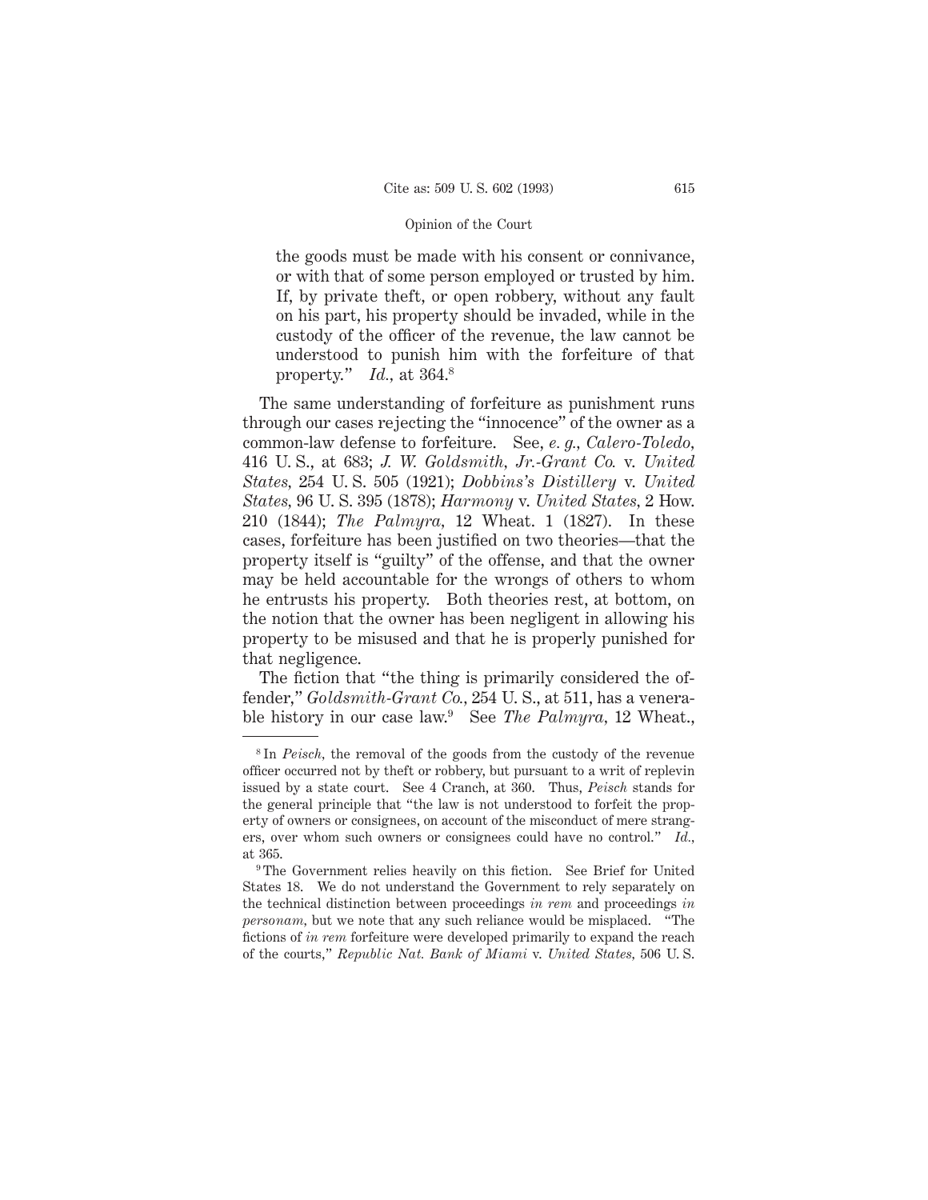the goods must be made with his consent or connivance, or with that of some person employed or trusted by him. If, by private theft, or open robbery, without any fault on his part, his property should be invaded, while in the custody of the officer of the revenue, the law cannot be understood to punish him with the forfeiture of that property." *Id.*, at 364.[8]

The same understanding of forfeiture as punishment runs through our cases rejecting the "innocence" of the owner as a common-law defense to forfeiture. See, *e. g.*, *Calero-Toledo*, 416 U. S., at 683; *J. W. Goldsmith, Jr.-Grant Co.* v. *United States*, 254 U. S. 505 (1921); *Dobbins's Distillery* v. *United States*, 96 U. S. 395 (1878); *Harmony* v. *United States*, 2 How. 210 (1844); *The Palmyra*, 12 Wheat. 1 (1827). In these cases, forfeiture has been justified on two theories—that the property itself is "guilty" of the offense, and that the owner may be held accountable for the wrongs of others to whom he entrusts his property. Both theories rest, at bottom, on the notion that the owner has been negligent in allowing his property to be misused and that he is properly punished for that negligence.

The fiction that "the thing is primarily considered the offender," *Goldsmith-Grant Co.*, 254 U. S., at 511, has a venerable history in our case law.[9] See *The Palmyra*, 12 Wheat.,

---

[8] In *Peisch*, the removal of the goods from the custody of the revenue officer occurred not by theft or robbery, but pursuant to a writ of replevin issued by a state court. See 4 Cranch, at 360. Thus, *Peisch* stands for the general principle that "the law is not understood to forfeit the property of owners or consignees, on account of the misconduct of mere strangers, over whom such owners or consignees could have no control." *Id.*, at 365.

[9] The Government relies heavily on this fiction. See Brief for United States 18. We do not understand the Government to rely separately on the technical distinction between proceedings *in rem* and proceedings *in personam*, but we note that any such reliance would be misplaced. "The fictions of *in rem* forfeiture were developed primarily to expand the reach of the courts," *Republic Nat. Bank of Miami* v. *United States*, 506 U. S.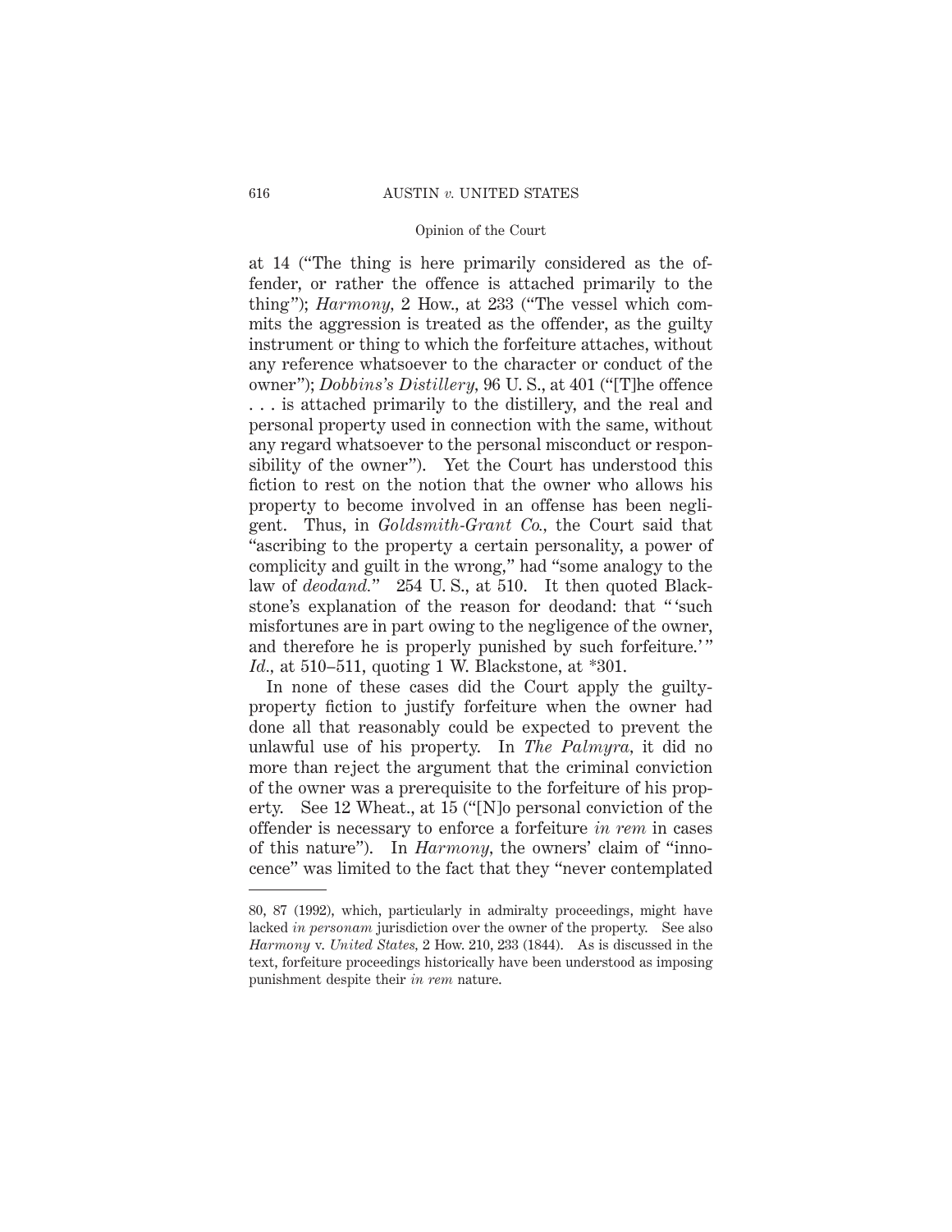at 14 ("The thing is here primarily considered as the offender, or rather the offence is attached primarily to the thing"); *Harmony*, 2 How., at 233 ("The vessel which commits the aggression is treated as the offender, as the guilty instrument or thing to which the forfeiture attaches, without any reference whatsoever to the character or conduct of the owner"); *Dobbins's Distillery*, 96 U. S., at 401 ("[T]he offence . . . is attached primarily to the distillery, and the real and personal property used in connection with the same, without any regard whatsoever to the personal misconduct or responsibility of the owner"). Yet the Court has understood this fiction to rest on the notion that the owner who allows his property to become involved in an offense has been negligent. Thus, in *Goldsmith-Grant Co.*, the Court said that "ascribing to the property a certain personality, a power of complicity and guilt in the wrong," had "some analogy to the law of *deodand*." 254 U. S., at 510. It then quoted Blackstone's explanation of the reason for deodand: that "'such misfortunes are in part owing to the negligence of the owner, and therefore he is properly punished by such forfeiture.'" *Id.*, at 510–511, quoting 1 W. Blackstone, at *301.

In none of these cases did the Court apply the guilty-property fiction to justify forfeiture when the owner had done all that reasonably could be expected to prevent the unlawful use of his property. In *The Palmyra*, it did no more than reject the argument that the criminal conviction of the owner was a prerequisite to the forfeiture of his property. See 12 Wheat., at 15 ("[N]o personal conviction of the offender is necessary to enforce a forfeiture *in rem* in cases of this nature"). In *Harmony*, the owners' claim of "innocence" was limited to the fact that they "never contemplated

---

80, 87 (1992), which, particularly in admiralty proceedings, might have lacked *in personam* jurisdiction over the owner of the property. See also *Harmony* v. *United States*, 2 How. 210, 233 (1844). As is discussed in the text, forfeiture proceedings historically have been understood as imposing punishment despite their *in rem* nature.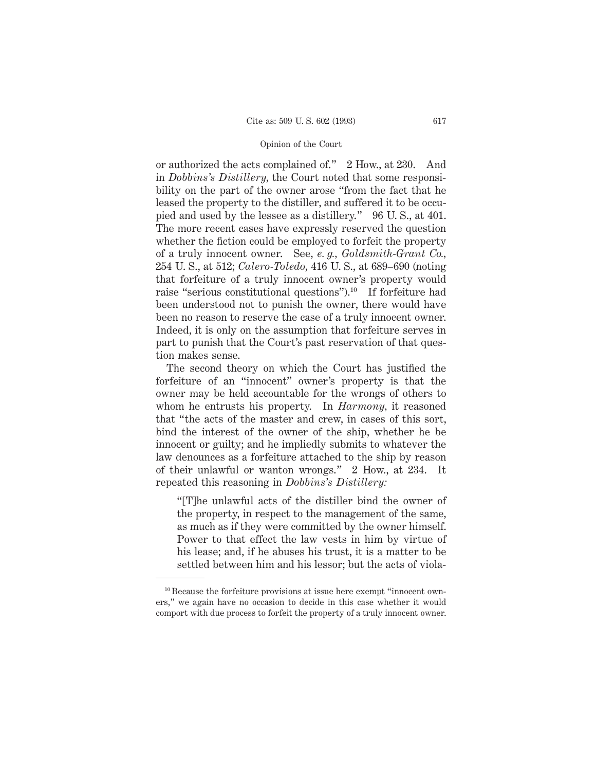or authorized the acts complained of." 2 How., at 230. And in *Dobbins's Distillery*, the Court noted that some responsibility on the part of the owner arose "from the fact that he leased the property to the distiller, and suffered it to be occupied and used by the lessee as a distillery." 96 U. S., at 401. The more recent cases have expressly reserved the question whether the fiction could be employed to forfeit the property of a truly innocent owner. See, *e. g.*, *Goldsmith-Grant Co.*, 254 U. S., at 512; *Calero-Toledo*, 416 U. S., at 689–690 (noting that forfeiture of a truly innocent owner's property would raise "serious constitutional questions").[10] If forfeiture had been understood not to punish the owner, there would have been no reason to reserve the case of a truly innocent owner. Indeed, it is only on the assumption that forfeiture serves in part to punish that the Court's past reservation of that question makes sense.

The second theory on which the Court has justified the forfeiture of an "innocent" owner's property is that the owner may be held accountable for the wrongs of others to whom he entrusts his property. In *Harmony*, it reasoned that "the acts of the master and crew, in cases of this sort, bind the interest of the owner of the ship, whether he be innocent or guilty; and he impliedly submits to whatever the law denounces as a forfeiture attached to the ship by reason of their unlawful or wanton wrongs." 2 How., at 234. It repeated this reasoning in *Dobbins's Distillery:*

> "[T]he unlawful acts of the distiller bind the owner of the property, in respect to the management of the same, as much as if they were committed by the owner himself. Power to that effect the law vests in him by virtue of his lease; and, if he abuses his trust, it is a matter to be settled between him and his lessor; but the acts of viola-

---

[10] Because the forfeiture provisions at issue here exempt "innocent owners," we again have no occasion to decide in this case whether it would comport with due process to forfeit the property of a truly innocent owner.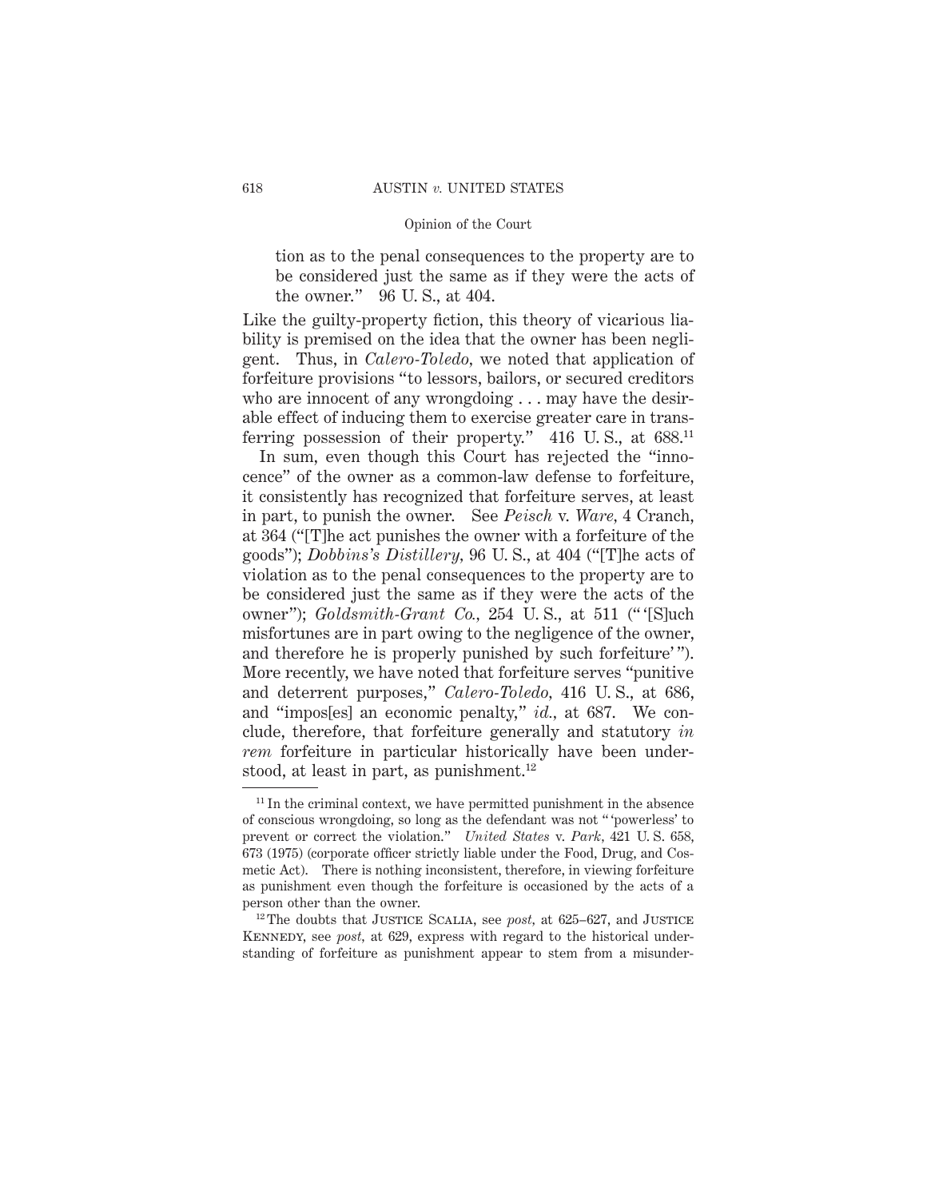tion as to the penal consequences to the property are to be considered just the same as if they were the acts of the owner." 96 U. S., at 404.

Like the guilty-property fiction, this theory of vicarious liability is premised on the idea that the owner has been negligent. Thus, in *Calero-Toledo,* we noted that application of forfeiture provisions "to lessors, bailors, or secured creditors who are innocent of any wrongdoing . . . may have the desirable effect of inducing them to exercise greater care in transferring possession of their property." 416 U. S., at 688.[11]

In sum, even though this Court has rejected the "innocence" of the owner as a common-law defense to forfeiture, it consistently has recognized that forfeiture serves, at least in part, to punish the owner. See *Peisch* v. *Ware,* 4 Cranch, at 364 ("[T]he act punishes the owner with a forfeiture of the goods"); *Dobbins's Distillery,* 96 U. S., at 404 ("[T]he acts of violation as to the penal consequences to the property are to be considered just the same as if they were the acts of the owner"); *Goldsmith-Grant Co.,* 254 U. S., at 511 ("'[S]uch misfortunes are in part owing to the negligence of the owner, and therefore he is properly punished by such forfeiture'"). More recently, we have noted that forfeiture serves "punitive and deterrent purposes," *Calero-Toledo,* 416 U. S., at 686, and "impos[es] an economic penalty," *id.,* at 687. We conclude, therefore, that forfeiture generally and statutory *in rem* forfeiture in particular historically have been understood, at least in part, as punishment.[12]

[11] In the criminal context, we have permitted punishment in the absence of conscious wrongdoing, so long as the defendant was not "'powerless' to prevent or correct the violation." *United States* v. *Park,* 421 U. S. 658, 673 (1975) (corporate officer strictly liable under the Food, Drug, and Cosmetic Act). There is nothing inconsistent, therefore, in viewing forfeiture as punishment even though the forfeiture is occasioned by the acts of a person other than the owner.

[12] The doubts that JUSTICE SCALIA, see *post,* at 625–627, and JUSTICE KENNEDY, see *post,* at 629, express with regard to the historical understanding of forfeiture as punishment appear to stem from a misunder-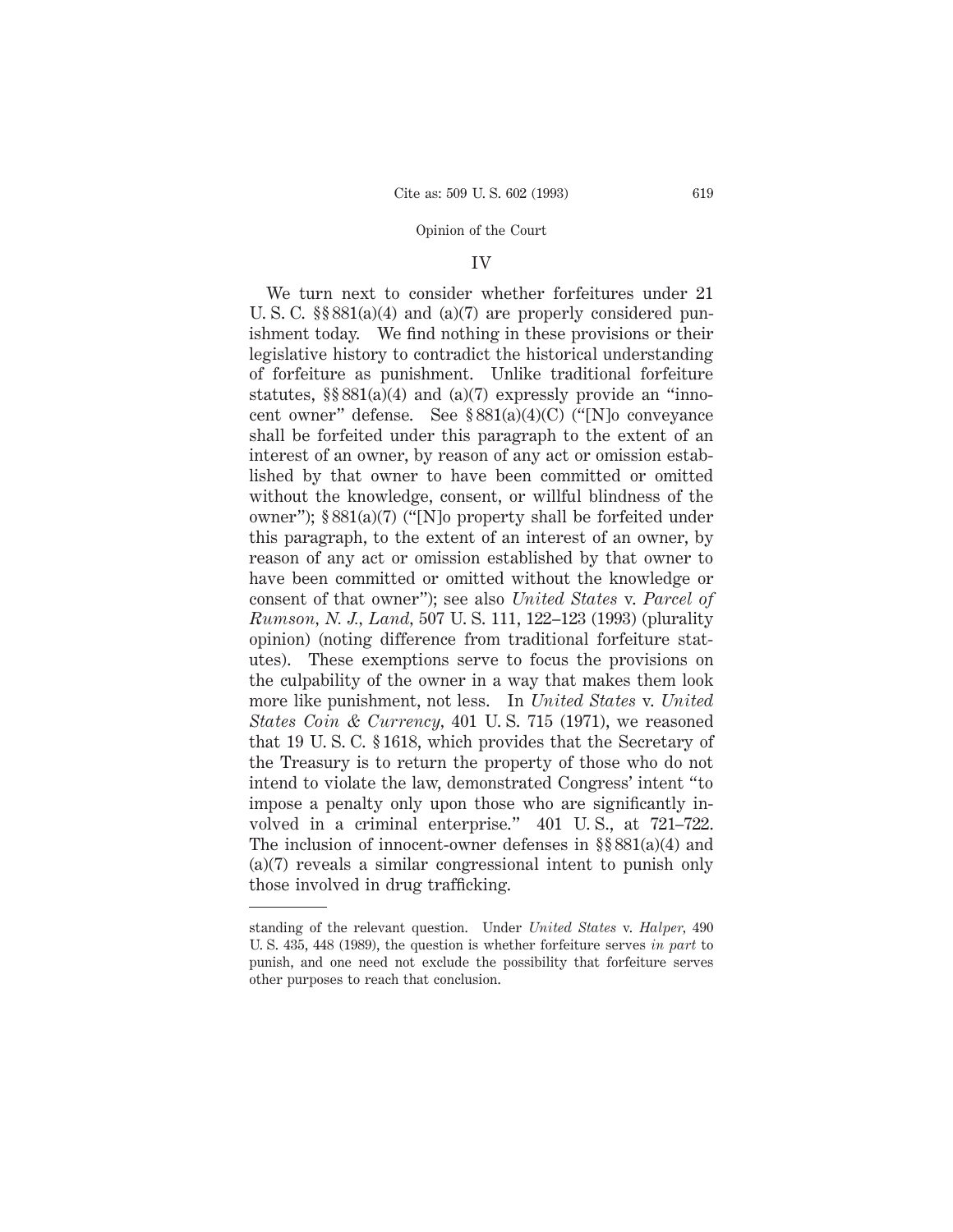## IV

We turn next to consider whether forfeitures under 21 U. S. C. §§ 881(a)(4) and (a)(7) are properly considered punishment today. We find nothing in these provisions or their legislative history to contradict the historical understanding of forfeiture as punishment. Unlike traditional forfeiture statutes, §§ 881(a)(4) and (a)(7) expressly provide an "innocent owner" defense. See § 881(a)(4)(C) ("[N]o conveyance shall be forfeited under this paragraph to the extent of an interest of an owner, by reason of any act or omission established by that owner to have been committed or omitted without the knowledge, consent, or willful blindness of the owner"); § 881(a)(7) ("[N]o property shall be forfeited under this paragraph, to the extent of an interest of an owner, by reason of any act or omission established by that owner to have been committed or omitted without the knowledge or consent of that owner"); see also *United States* v. *Parcel of Rumson, N. J., Land*, 507 U. S. 111, 122–123 (1993) (plurality opinion) (noting difference from traditional forfeiture statutes). These exemptions serve to focus the provisions on the culpability of the owner in a way that makes them look more like punishment, not less. In *United States* v. *United States Coin & Currency*, 401 U. S. 715 (1971), we reasoned that 19 U. S. C. § 1618, which provides that the Secretary of the Treasury is to return the property of those who do not intend to violate the law, demonstrated Congress' intent "to impose a penalty only upon those who are significantly involved in a criminal enterprise." 401 U. S., at 721–722. The inclusion of innocent-owner defenses in §§ 881(a)(4) and (a)(7) reveals a similar congressional intent to punish only those involved in drug trafficking.

---

standing of the relevant question. Under *United States* v. *Halper*, 490 U. S. 435, 448 (1989), the question is whether forfeiture serves *in part* to punish, and one need not exclude the possibility that forfeiture serves other purposes to reach that conclusion.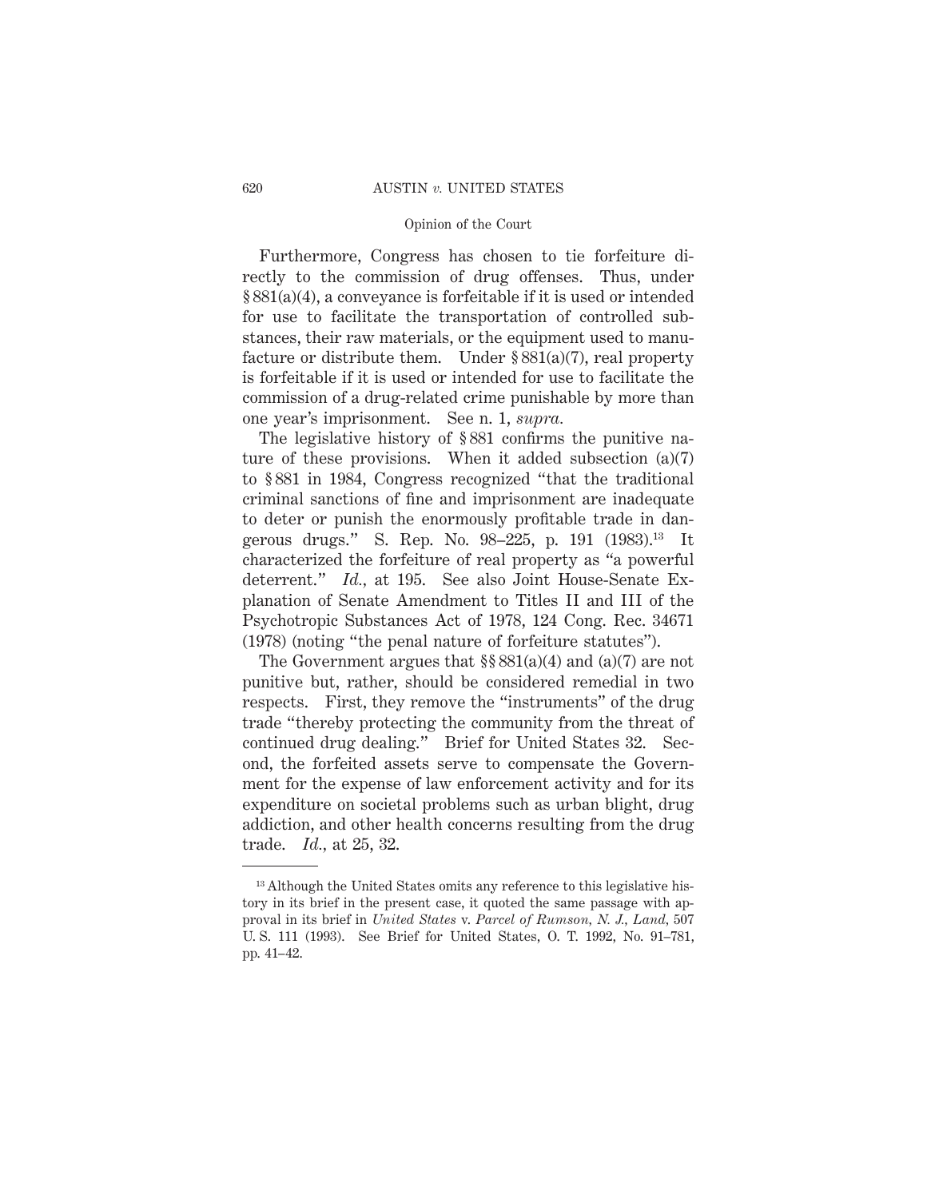Furthermore, Congress has chosen to tie forfeiture directly to the commission of drug offenses. Thus, under § 881(a)(4), a conveyance is forfeitable if it is used or intended for use to facilitate the transportation of controlled substances, their raw materials, or the equipment used to manufacture or distribute them. Under § 881(a)(7), real property is forfeitable if it is used or intended for use to facilitate the commission of a drug-related crime punishable by more than one year's imprisonment. See n. 1, *supra.*

The legislative history of § 881 confirms the punitive nature of these provisions. When it added subsection (a)(7) to § 881 in 1984, Congress recognized "that the traditional criminal sanctions of fine and imprisonment are inadequate to deter or punish the enormously profitable trade in dangerous drugs." S. Rep. No. 98–225, p. 191 (1983).[13] It characterized the forfeiture of real property as "a powerful deterrent." *Id.*, at 195. See also Joint House-Senate Explanation of Senate Amendment to Titles II and III of the Psychotropic Substances Act of 1978, 124 Cong. Rec. 34671 (1978) (noting "the penal nature of forfeiture statutes").

The Government argues that §§ 881(a)(4) and (a)(7) are not punitive but, rather, should be considered remedial in two respects. First, they remove the "instruments" of the drug trade "thereby protecting the community from the threat of continued drug dealing." Brief for United States 32. Second, the forfeited assets serve to compensate the Government for the expense of law enforcement activity and for its expenditure on societal problems such as urban blight, drug addiction, and other health concerns resulting from the drug trade. *Id.*, at 25, 32.

---

[13] Although the United States omits any reference to this legislative history in its brief in the present case, it quoted the same passage with approval in its brief in *United States* v. *Parcel of Rumson, N. J., Land*, 507 U. S. 111 (1993). See Brief for United States, O. T. 1992, No. 91–781, pp. 41–42.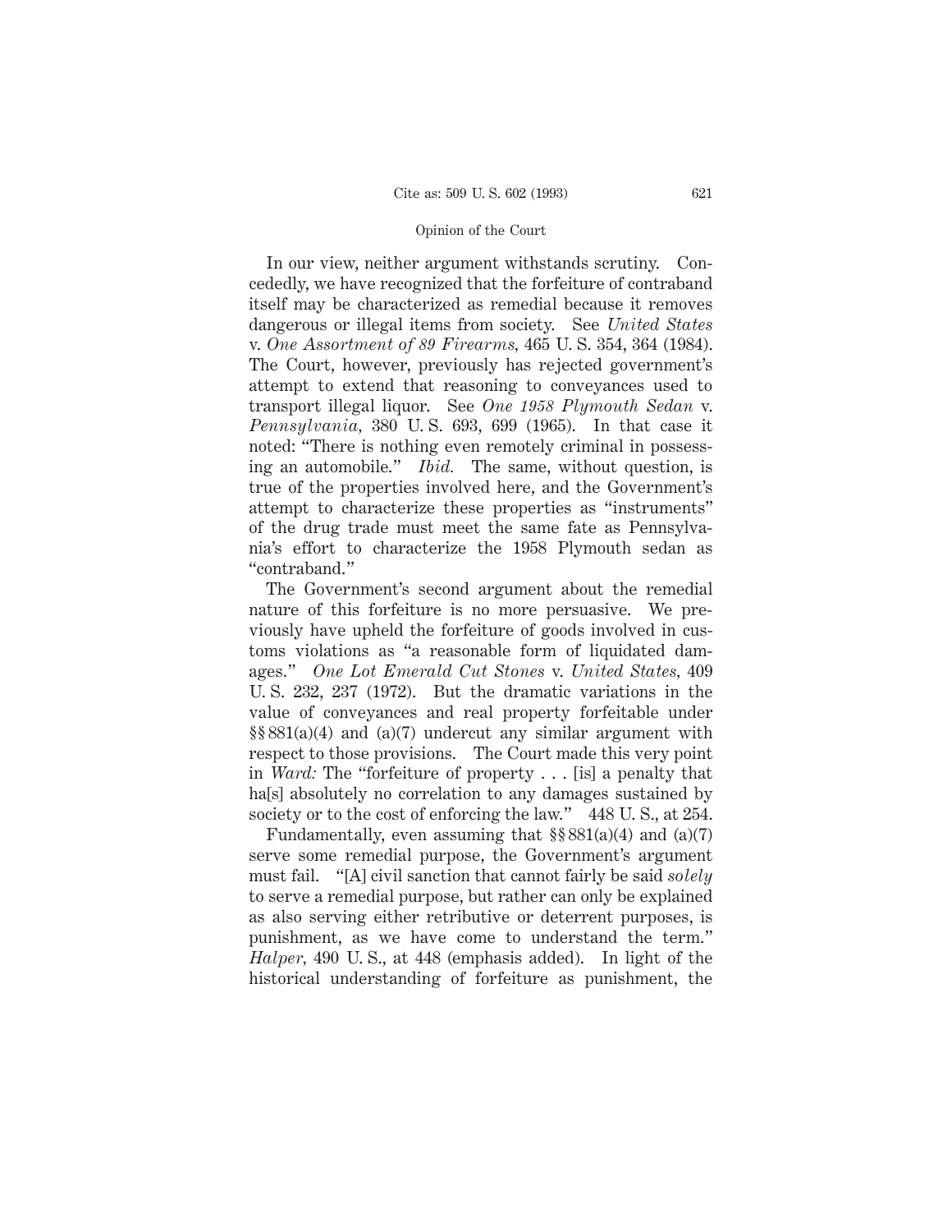In our view, neither argument withstands scrutiny. Concededly, we have recognized that the forfeiture of contraband itself may be characterized as remedial because it removes dangerous or illegal items from society. See *United States* v. *One Assortment of 89 Firearms,* 465 U. S. 354, 364 (1984). The Court, however, previously has rejected government's attempt to extend that reasoning to conveyances used to transport illegal liquor. See *One 1958 Plymouth Sedan* v. *Pennsylvania,* 380 U. S. 693, 699 (1965). In that case it noted: "There is nothing even remotely criminal in possessing an automobile." *Ibid.* The same, without question, is true of the properties involved here, and the Government's attempt to characterize these properties as "instruments" of the drug trade must meet the same fate as Pennsylvania's effort to characterize the 1958 Plymouth sedan as "contraband."

The Government's second argument about the remedial nature of this forfeiture is no more persuasive. We previously have upheld the forfeiture of goods involved in customs violations as "a reasonable form of liquidated damages." *One Lot Emerald Cut Stones* v. *United States,* 409 U. S. 232, 237 (1972). But the dramatic variations in the value of conveyances and real property forfeitable under §§ 881(a)(4) and (a)(7) undercut any similar argument with respect to those provisions. The Court made this very point in *Ward:* The "forfeiture of property . . . [is] a penalty that ha[s] absolutely no correlation to any damages sustained by society or to the cost of enforcing the law." 448 U. S., at 254.

Fundamentally, even assuming that §§ 881(a)(4) and (a)(7) serve some remedial purpose, the Government's argument must fail. "[A] civil sanction that cannot fairly be said *solely* to serve a remedial purpose, but rather can only be explained as also serving either retributive or deterrent purposes, is punishment, as we have come to understand the term." *Halper,* 490 U. S., at 448 (emphasis added). In light of the historical understanding of forfeiture as punishment, the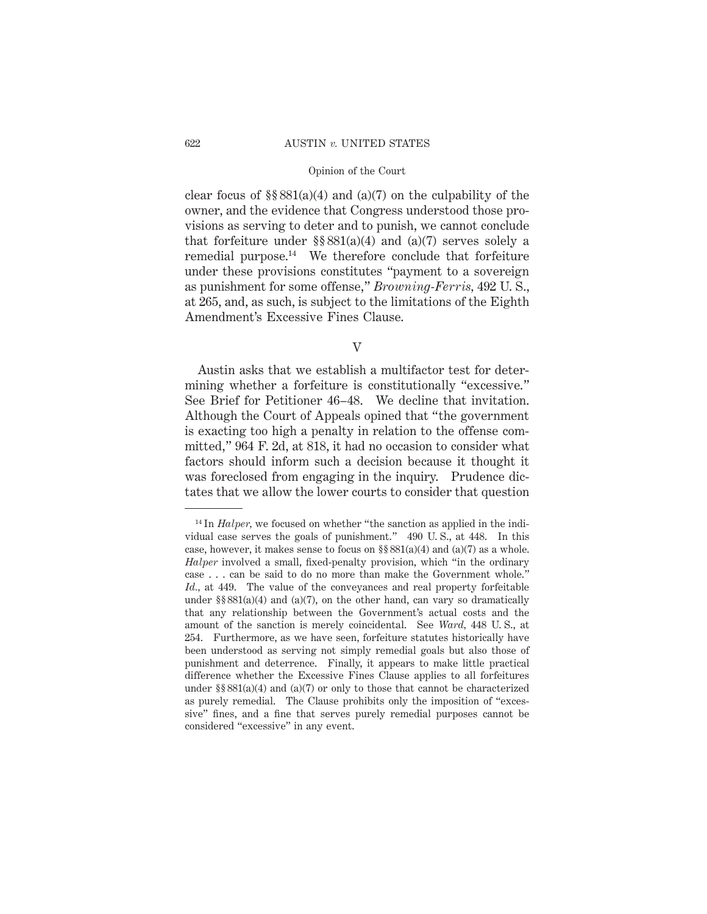clear focus of §§ 881(a)(4) and (a)(7) on the culpability of the owner, and the evidence that Congress understood those provisions as serving to deter and to punish, we cannot conclude that forfeiture under §§ 881(a)(4) and (a)(7) serves solely a remedial purpose.[14] We therefore conclude that forfeiture under these provisions constitutes "payment to a sovereign as punishment for some offense," *Browning-Ferris,* 492 U. S., at 265, and, as such, is subject to the limitations of the Eighth Amendment's Excessive Fines Clause.

## V

Austin asks that we establish a multifactor test for determining whether a forfeiture is constitutionally "excessive." See Brief for Petitioner 46–48. We decline that invitation. Although the Court of Appeals opined that "the government is exacting too high a penalty in relation to the offense committed," 964 F. 2d, at 818, it had no occasion to consider what factors should inform such a decision because it thought it was foreclosed from engaging in the inquiry. Prudence dictates that we allow the lower courts to consider that question

---

[14] In *Halper,* we focused on whether "the sanction as applied in the individual case serves the goals of punishment." 490 U. S., at 448. In this case, however, it makes sense to focus on §§ 881(a)(4) and (a)(7) as a whole. *Halper* involved a small, fixed-penalty provision, which "in the ordinary case . . . can be said to do no more than make the Government whole." *Id.,* at 449. The value of the conveyances and real property forfeitable under §§ 881(a)(4) and (a)(7), on the other hand, can vary so dramatically that any relationship between the Government's actual costs and the amount of the sanction is merely coincidental. See *Ward,* 448 U. S., at 254. Furthermore, as we have seen, forfeiture statutes historically have been understood as serving not simply remedial goals but also those of punishment and deterrence. Finally, it appears to make little practical difference whether the Excessive Fines Clause applies to all forfeitures under §§ 881(a)(4) and (a)(7) or only to those that cannot be characterized as purely remedial. The Clause prohibits only the imposition of "excessive" fines, and a fine that serves purely remedial purposes cannot be considered "excessive" in any event.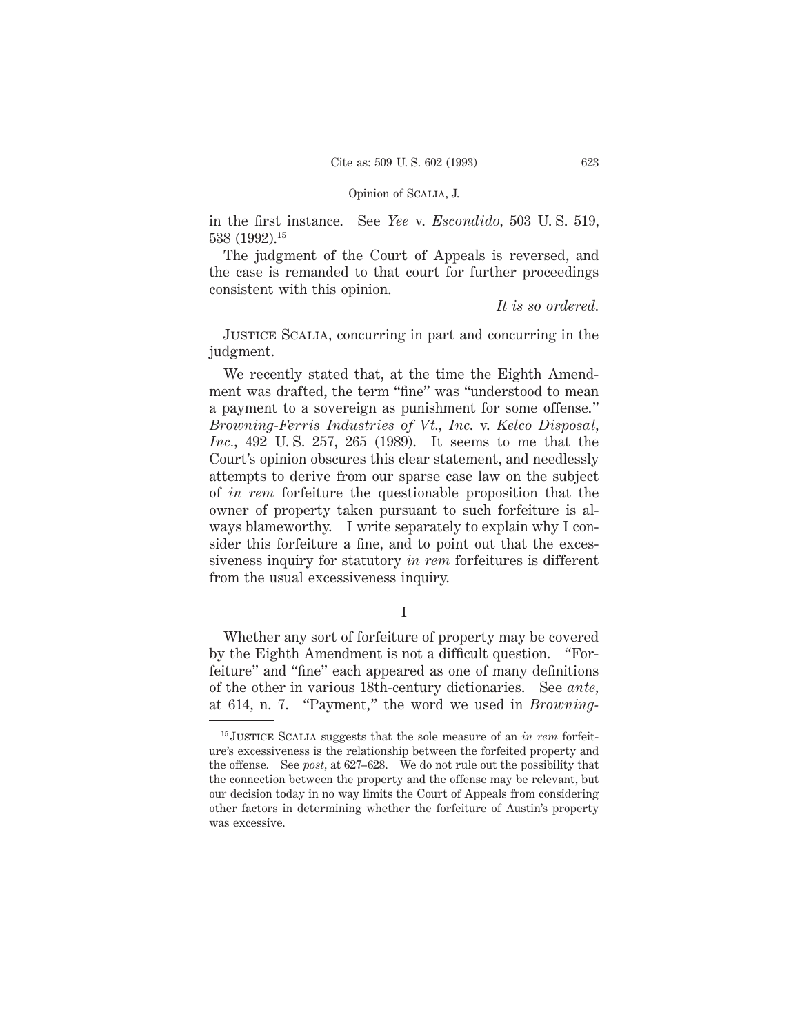in the first instance. See *Yee* v. *Escondido*, 503 U. S. 519, 538 (1992).[15]

The judgment of the Court of Appeals is reversed, and the case is remanded to that court for further proceedings consistent with this opinion.

*It is so ordered.*

JUSTICE SCALIA, concurring in part and concurring in the judgment.

We recently stated that, at the time the Eighth Amendment was drafted, the term "fine" was "understood to mean a payment to a sovereign as punishment for some offense." *Browning-Ferris Industries of Vt., Inc.* v. *Kelco Disposal, Inc.*, 492 U. S. 257, 265 (1989). It seems to me that the Court's opinion obscures this clear statement, and needlessly attempts to derive from our sparse case law on the subject of *in rem* forfeiture the questionable proposition that the owner of property taken pursuant to such forfeiture is always blameworthy. I write separately to explain why I consider this forfeiture a fine, and to point out that the excessiveness inquiry for statutory *in rem* forfeitures is different from the usual excessiveness inquiry.

## I

Whether any sort of forfeiture of property may be covered by the Eighth Amendment is not a difficult question. "Forfeiture" and "fine" each appeared as one of many definitions of the other in various 18th-century dictionaries. See *ante*, at 614, n. 7. "Payment," the word we used in *Browning-*

---

[15] JUSTICE SCALIA suggests that the sole measure of an *in rem* forfeiture's excessiveness is the relationship between the forfeited property and the offense. See *post*, at 627–628. We do not rule out the possibility that the connection between the property and the offense may be relevant, but our decision today in no way limits the Court of Appeals from considering other factors in determining whether the forfeiture of Austin's property was excessive.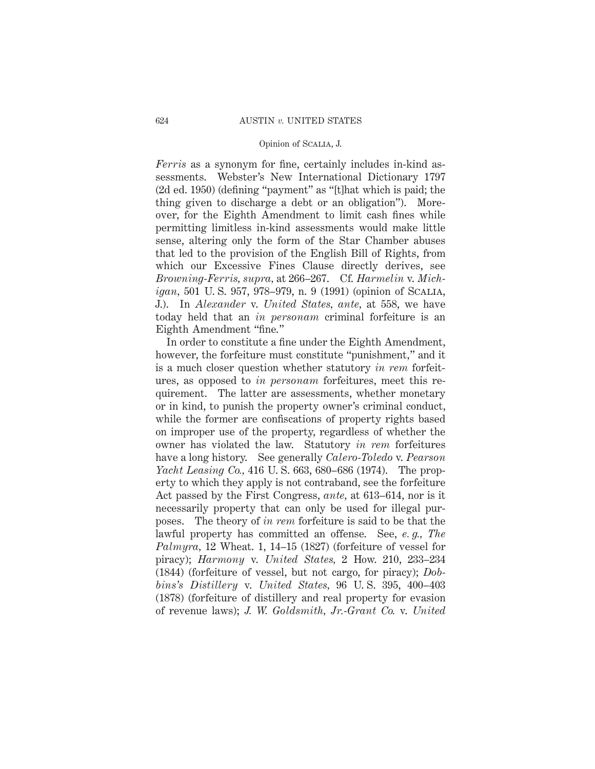*Ferris* as a synonym for fine, certainly includes in-kind assessments. Webster's New International Dictionary 1797 (2d ed. 1950) (defining "payment" as "[t]hat which is paid; the thing given to discharge a debt or an obligation"). Moreover, for the Eighth Amendment to limit cash fines while permitting limitless in-kind assessments would make little sense, altering only the form of the Star Chamber abuses that led to the provision of the English Bill of Rights, from which our Excessive Fines Clause directly derives, see *Browning-Ferris*, *supra*, at 266–267. Cf. *Harmelin* v. *Michigan*, 501 U. S. 957, 978–979, n. 9 (1991) (opinion of SCALIA, J.). In *Alexander* v. *United States*, *ante*, at 558, we have today held that an *in personam* criminal forfeiture is an Eighth Amendment "fine."

In order to constitute a fine under the Eighth Amendment, however, the forfeiture must constitute "punishment," and it is a much closer question whether statutory *in rem* forfeitures, as opposed to *in personam* forfeitures, meet this requirement. The latter are assessments, whether monetary or in kind, to punish the property owner's criminal conduct, while the former are confiscations of property rights based on improper use of the property, regardless of whether the owner has violated the law. Statutory *in rem* forfeitures have a long history. See generally *Calero-Toledo* v. *Pearson Yacht Leasing Co.*, 416 U. S. 663, 680–686 (1974). The property to which they apply is not contraband, see the forfeiture Act passed by the First Congress, *ante*, at 613–614, nor is it necessarily property that can only be used for illegal purposes. The theory of *in rem* forfeiture is said to be that the lawful property has committed an offense. See, *e. g.*, *The Palmyra*, 12 Wheat. 1, 14–15 (1827) (forfeiture of vessel for piracy); *Harmony* v. *United States*, 2 How. 210, 233–234 (1844) (forfeiture of vessel, but not cargo, for piracy); *Dobbins's Distillery* v. *United States*, 96 U. S. 395, 400–403 (1878) (forfeiture of distillery and real property for evasion of revenue laws); *J. W. Goldsmith, Jr.-Grant Co.* v. *United*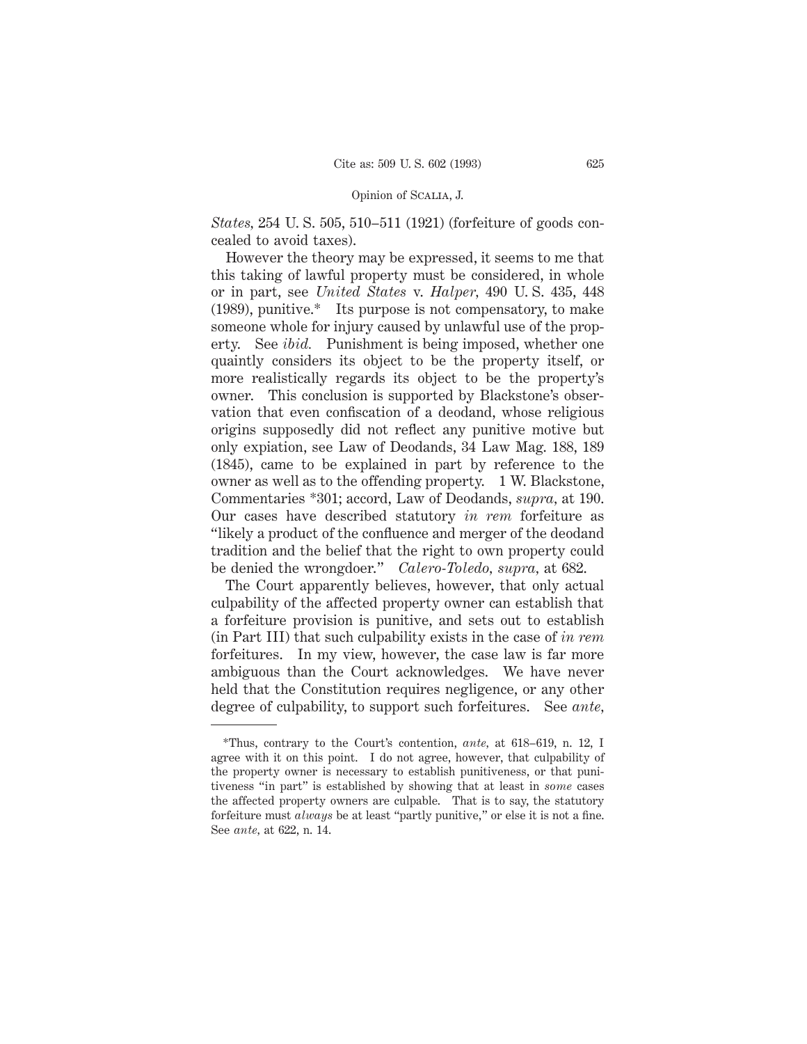*States*, 254 U. S. 505, 510–511 (1921) (forfeiture of goods concealed to avoid taxes).

However the theory may be expressed, it seems to me that this taking of lawful property must be considered, in whole or in part, see *United States* v. *Halper*, 490 U. S. 435, 448 (1989), punitive.* Its purpose is not compensatory, to make someone whole for injury caused by unlawful use of the property. See *ibid.* Punishment is being imposed, whether one quaintly considers its object to be the property itself, or more realistically regards its object to be the property's owner. This conclusion is supported by Blackstone's observation that even confiscation of a deodand, whose religious origins supposedly did not reflect any punitive motive but only expiation, see Law of Deodands, 34 Law Mag. 188, 189 (1845), came to be explained in part by reference to the owner as well as to the offending property. 1 W. Blackstone, Commentaries *301; accord, Law of Deodands, *supra*, at 190. Our cases have described statutory *in rem* forfeiture as "likely a product of the confluence and merger of the deodand tradition and the belief that the right to own property could be denied the wrongdoer." *Calero-Toledo*, *supra*, at 682.

The Court apparently believes, however, that only actual culpability of the affected property owner can establish that a forfeiture provision is punitive, and sets out to establish (in Part III) that such culpability exists in the case of *in rem* forfeitures. In my view, however, the case law is far more ambiguous than the Court acknowledges. We have never held that the Constitution requires negligence, or any other degree of culpability, to support such forfeitures. See *ante*,

---

*Thus, contrary to the Court's contention, *ante*, at 618–619, n. 12, I agree with it on this point. I do not agree, however, that culpability of the property owner is necessary to establish punitiveness, or that punitiveness "in part" is established by showing that at least in *some* cases the affected property owners are culpable. That is to say, the statutory forfeiture must *always* be at least "partly punitive," or else it is not a fine. See *ante*, at 622, n. 14.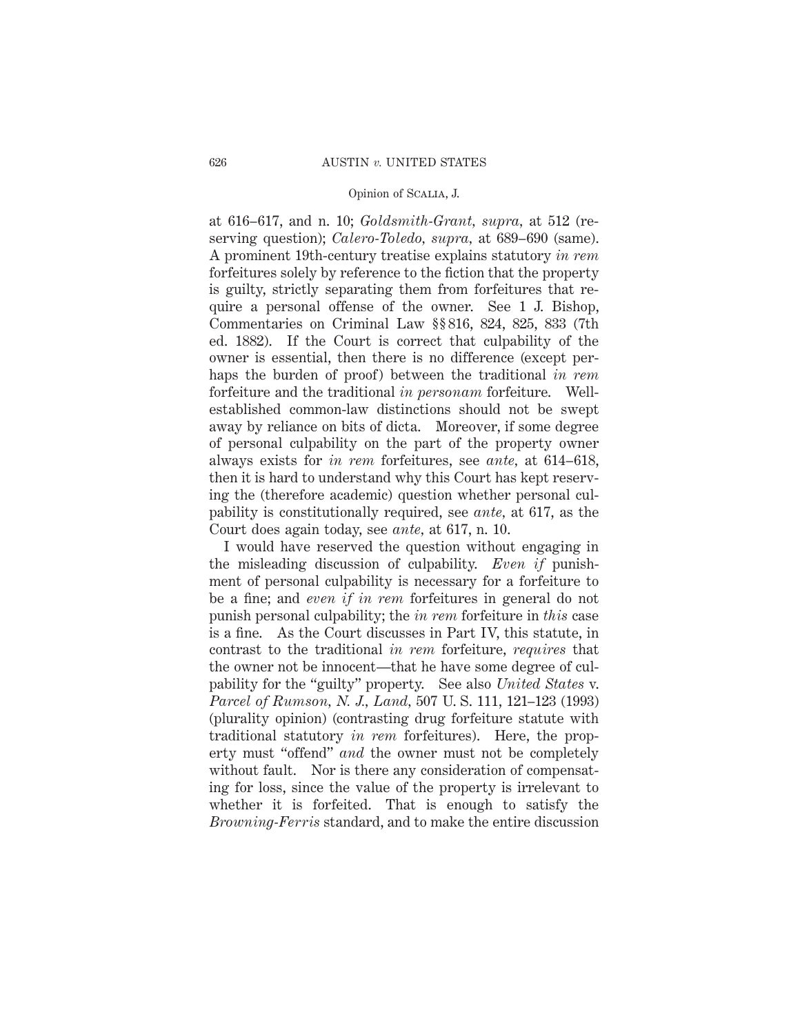at 616–617, and n. 10; *Goldsmith-Grant, supra,* at 512 (reserving question); *Calero-Toledo, supra,* at 689–690 (same). A prominent 19th-century treatise explains statutory *in rem* forfeitures solely by reference to the fiction that the property is guilty, strictly separating them from forfeitures that require a personal offense of the owner. See 1 J. Bishop, Commentaries on Criminal Law §§ 816, 824, 825, 833 (7th ed. 1882). If the Court is correct that culpability of the owner is essential, then there is no difference (except perhaps the burden of proof) between the traditional *in rem* forfeiture and the traditional *in personam* forfeiture. Well-established common-law distinctions should not be swept away by reliance on bits of dicta. Moreover, if some degree of personal culpability on the part of the property owner always exists for *in rem* forfeitures, see *ante,* at 614–618, then it is hard to understand why this Court has kept reserving the (therefore academic) question whether personal culpability is constitutionally required, see *ante,* at 617, as the Court does again today, see *ante,* at 617, n. 10.

I would have reserved the question without engaging in the misleading discussion of culpability. *Even if* punishment of personal culpability is necessary for a forfeiture to be a fine; and *even if in rem* forfeitures in general do not punish personal culpability; the *in rem* forfeiture in *this* case is a fine. As the Court discusses in Part IV, this statute, in contrast to the traditional *in rem* forfeiture, *requires* that the owner not be innocent—that he have some degree of culpability for the "guilty" property. See also *United States* v. *Parcel of Rumson, N. J., Land,* 507 U. S. 111, 121–123 (1993) (plurality opinion) (contrasting drug forfeiture statute with traditional statutory *in rem* forfeitures). Here, the property must "offend" *and* the owner must not be completely without fault. Nor is there any consideration of compensating for loss, since the value of the property is irrelevant to whether it is forfeited. That is enough to satisfy the *Browning-Ferris* standard, and to make the entire discussion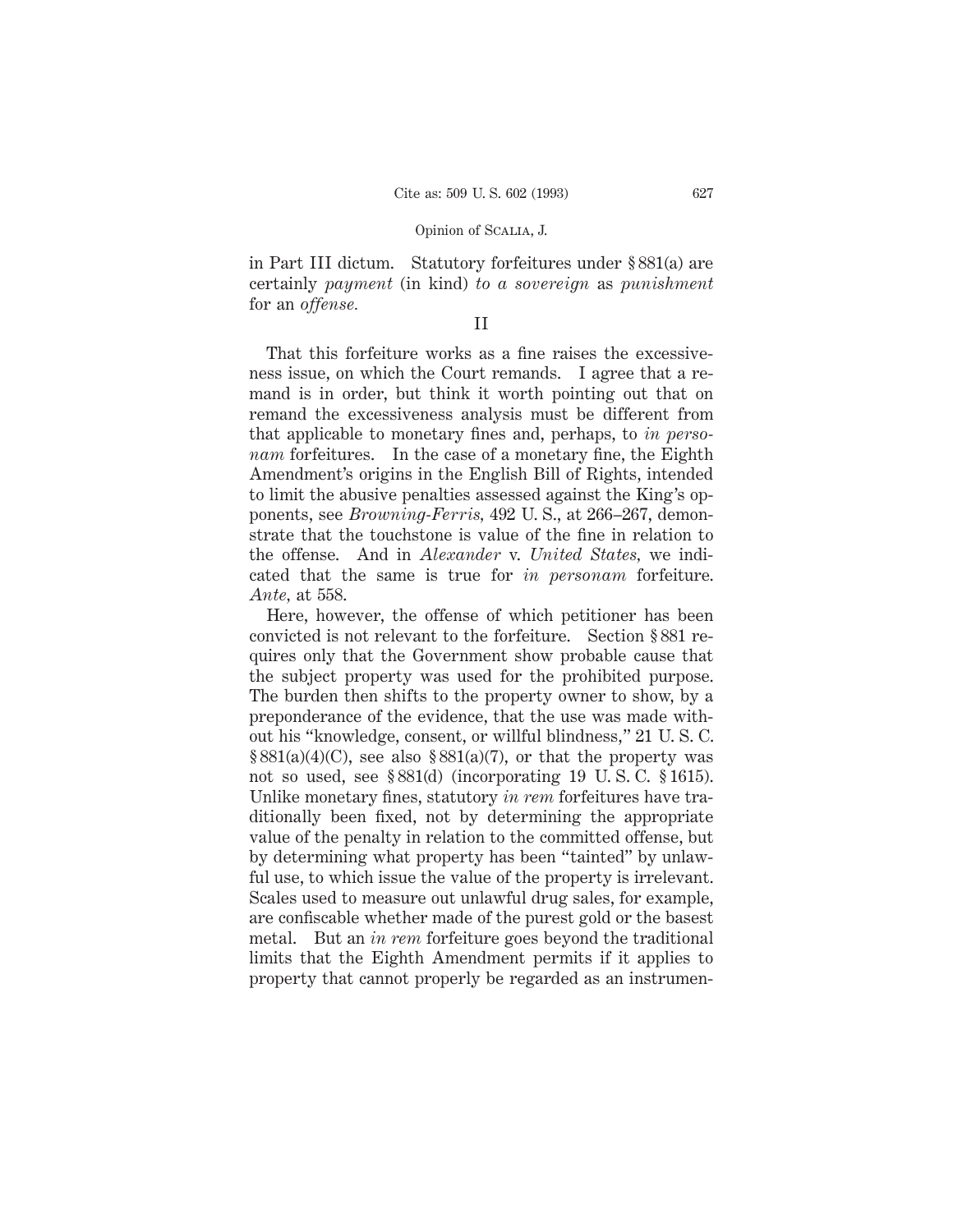in Part III dictum. Statutory forfeitures under § 881(a) are certainly *payment* (in kind) *to a sovereign* as *punishment* for an *offense.*

II

That this forfeiture works as a fine raises the excessiveness issue, on which the Court remands. I agree that a remand is in order, but think it worth pointing out that on remand the excessiveness analysis must be different from that applicable to monetary fines and, perhaps, to *in personam* forfeitures. In the case of a monetary fine, the Eighth Amendment's origins in the English Bill of Rights, intended to limit the abusive penalties assessed against the King's opponents, see *Browning-Ferris*, 492 U. S., at 266–267, demonstrate that the touchstone is value of the fine in relation to the offense. And in *Alexander* v. *United States*, we indicated that the same is true for *in personam* forfeiture. *Ante*, at 558.

Here, however, the offense of which petitioner has been convicted is not relevant to the forfeiture. Section § 881 requires only that the Government show probable cause that the subject property was used for the prohibited purpose. The burden then shifts to the property owner to show, by a preponderance of the evidence, that the use was made without his "knowledge, consent, or willful blindness," 21 U. S. C. § 881(a)(4)(C), see also § 881(a)(7), or that the property was not so used, see § 881(d) (incorporating 19 U. S. C. § 1615). Unlike monetary fines, statutory *in rem* forfeitures have traditionally been fixed, not by determining the appropriate value of the penalty in relation to the committed offense, but by determining what property has been "tainted" by unlawful use, to which issue the value of the property is irrelevant. Scales used to measure out unlawful drug sales, for example, are confiscable whether made of the purest gold or the basest metal. But an *in rem* forfeiture goes beyond the traditional limits that the Eighth Amendment permits if it applies to property that cannot properly be regarded as an instrumen-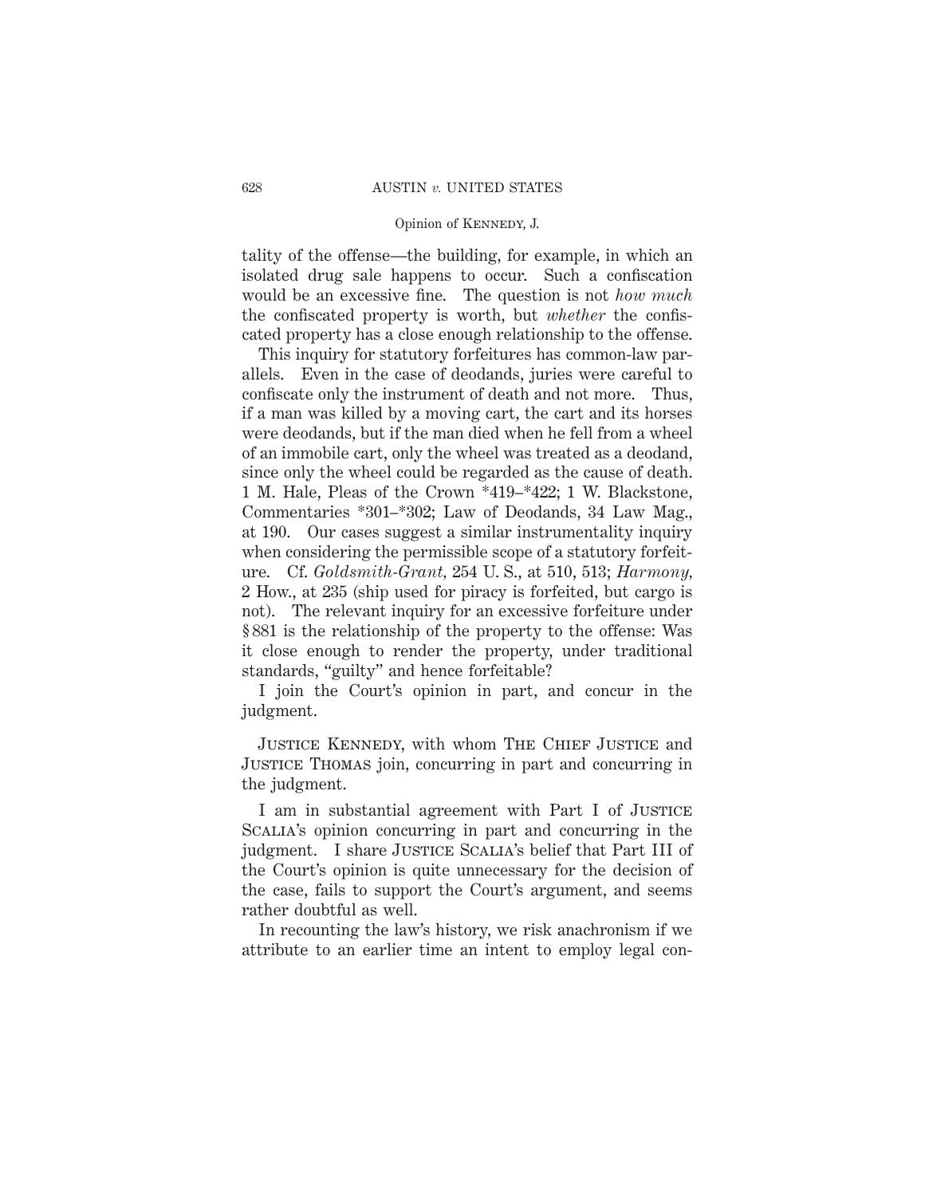tality of the offense—the building, for example, in which an isolated drug sale happens to occur. Such a confiscation would be an excessive fine. The question is not *how much* the confiscated property is worth, but *whether* the confiscated property has a close enough relationship to the offense.

This inquiry for statutory forfeitures has common-law parallels. Even in the case of deodands, juries were careful to confiscate only the instrument of death and not more. Thus, if a man was killed by a moving cart, the cart and its horses were deodands, but if the man died when he fell from a wheel of an immobile cart, only the wheel was treated as a deodand, since only the wheel could be regarded as the cause of death. 1 M. Hale, Pleas of the Crown *419–*422; 1 W. Blackstone, Commentaries *301–*302; Law of Deodands, 34 Law Mag., at 190. Our cases suggest a similar instrumentality inquiry when considering the permissible scope of a statutory forfeiture. Cf. *Goldsmith-Grant*, 254 U. S., at 510, 513; *Harmony*, 2 How., at 235 (ship used for piracy is forfeited, but cargo is not). The relevant inquiry for an excessive forfeiture under § 881 is the relationship of the property to the offense: Was it close enough to render the property, under traditional standards, "guilty" and hence forfeitable?

I join the Court's opinion in part, and concur in the judgment.

Justice Kennedy, with whom The Chief Justice and Justice Thomas join, concurring in part and concurring in the judgment.

I am in substantial agreement with Part I of Justice Scalia's opinion concurring in part and concurring in the judgment. I share Justice Scalia's belief that Part III of the Court's opinion is quite unnecessary for the decision of the case, fails to support the Court's argument, and seems rather doubtful as well.

In recounting the law's history, we risk anachronism if we attribute to an earlier time an intent to employ legal con-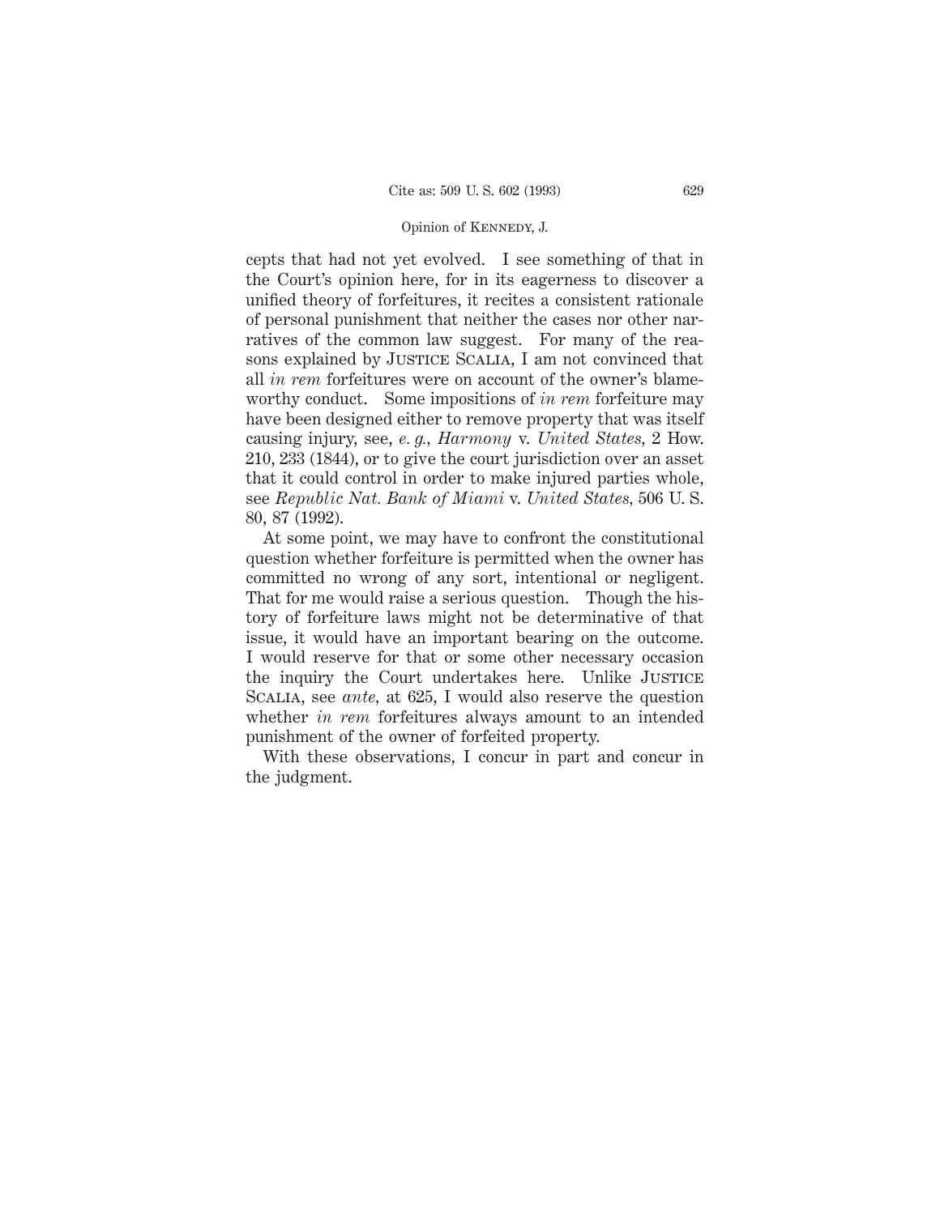cepts that had not yet evolved. I see something of that in the Court's opinion here, for in its eagerness to discover a unified theory of forfeitures, it recites a consistent rationale of personal punishment that neither the cases nor other narratives of the common law suggest. For many of the reasons explained by JUSTICE SCALIA, I am not convinced that all *in rem* forfeitures were on account of the owner's blameworthy conduct. Some impositions of *in rem* forfeiture may have been designed either to remove property that was itself causing injury, see, *e. g., Harmony* v. *United States,* 2 How. 210, 233 (1844), or to give the court jurisdiction over an asset that it could control in order to make injured parties whole, see *Republic Nat. Bank of Miami* v. *United States,* 506 U. S. 80, 87 (1992).

At some point, we may have to confront the constitutional question whether forfeiture is permitted when the owner has committed no wrong of any sort, intentional or negligent. That for me would raise a serious question. Though the history of forfeiture laws might not be determinative of that issue, it would have an important bearing on the outcome. I would reserve for that or some other necessary occasion the inquiry the Court undertakes here. Unlike JUSTICE SCALIA, see *ante,* at 625, I would also reserve the question whether *in rem* forfeitures always amount to an intended punishment of the owner of forfeited property.

With these observations, I concur in part and concur in the judgment.